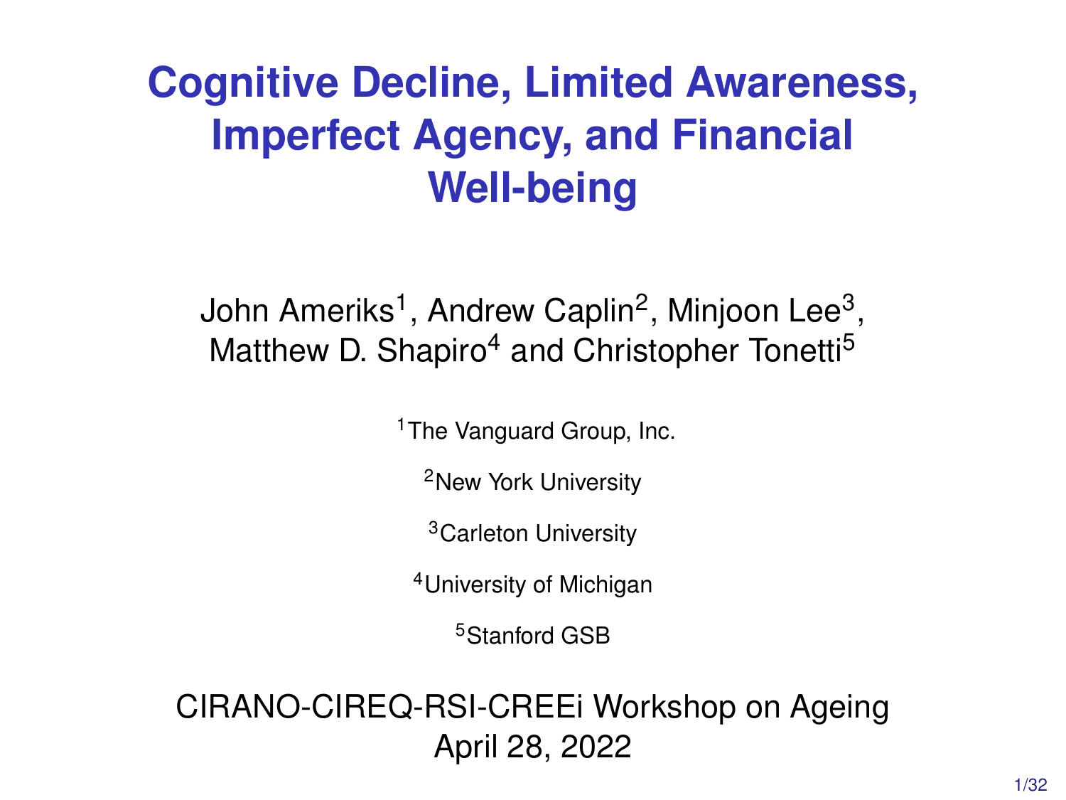# Cognitive Decline, Limited Awareness, Imperfect Agency, and Financial Well-being

John Ameriks[1], Andrew Caplin[2], Minjoon Lee[3], Matthew D. Shapiro[4] and Christopher Tonetti[5]

[1]The Vanguard Group, Inc.

[2]New York University

[3]Carleton University

[4]University of Michigan

[5]Stanford GSB

CIRANO-CIREQ-RSI-CREEi Workshop on Ageing
April 28, 2022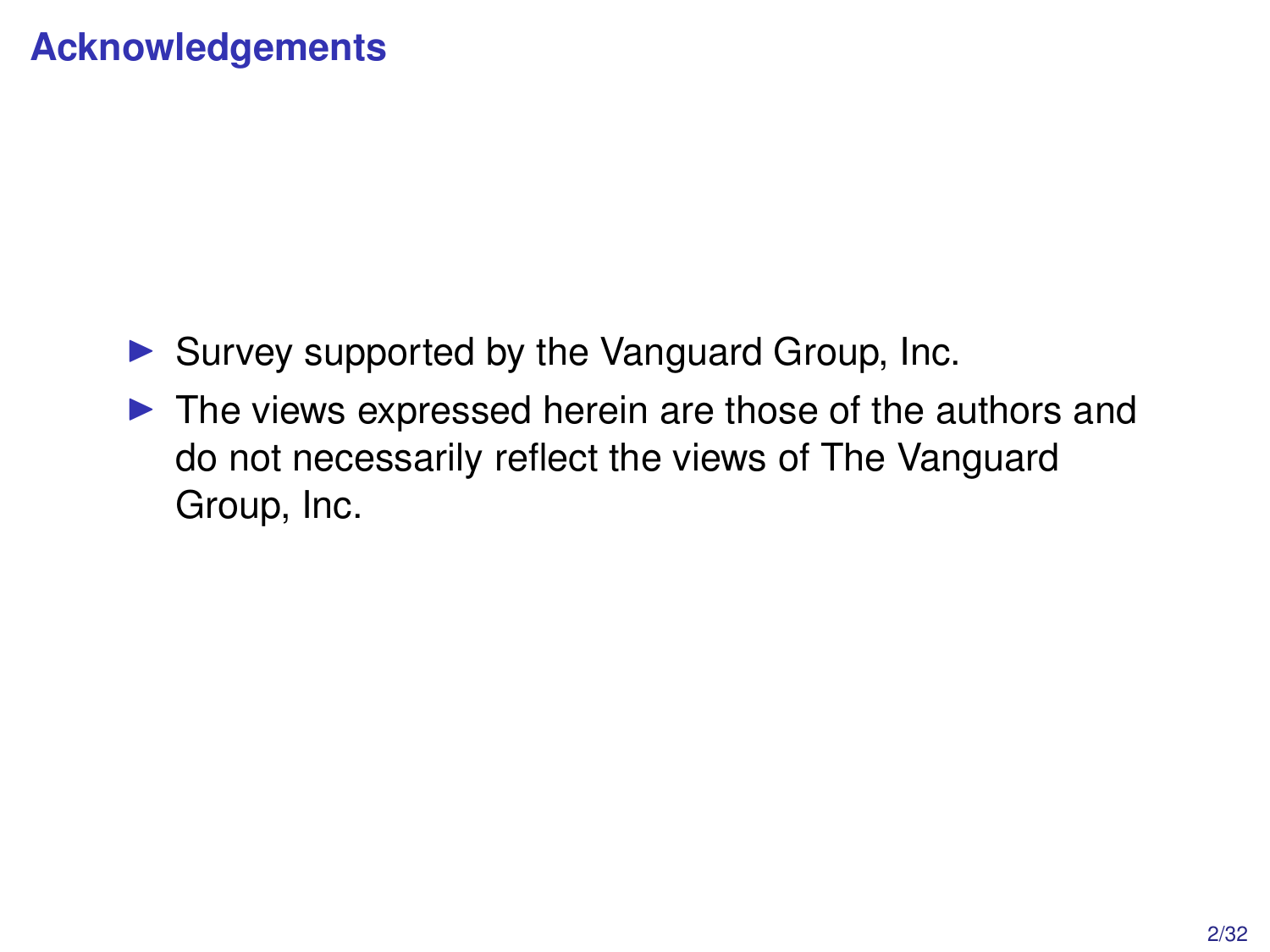## Acknowledgements

- Survey supported by the Vanguard Group, Inc.
- The views expressed herein are those of the authors and do not necessarily reflect the views of The Vanguard Group, Inc.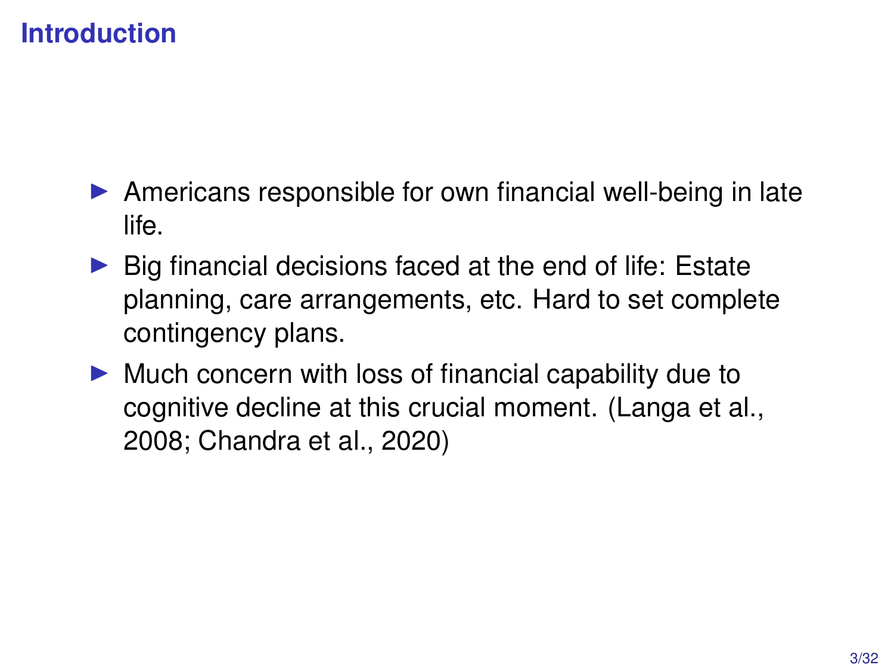# Introduction

- Americans responsible for own financial well-being in late life.
- Big financial decisions faced at the end of life: Estate planning, care arrangements, etc. Hard to set complete contingency plans.
- Much concern with loss of financial capability due to cognitive decline at this crucial moment. (Langa et al., 2008; Chandra et al., 2020)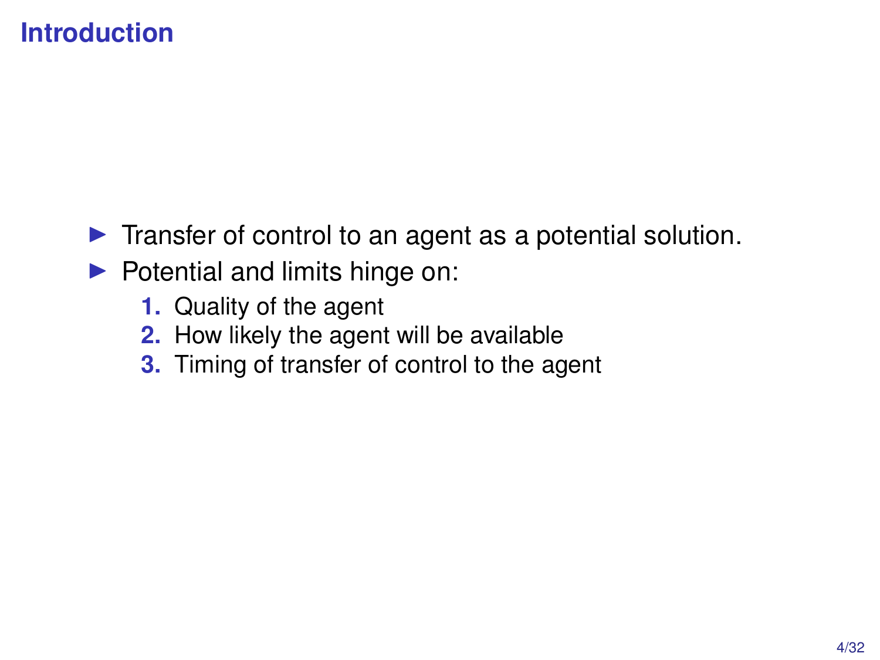## Introduction

- Transfer of control to an agent as a potential solution.
- Potential and limits hinge on:
  1. Quality of the agent
  2. How likely the agent will be available
  3. Timing of transfer of control to the agent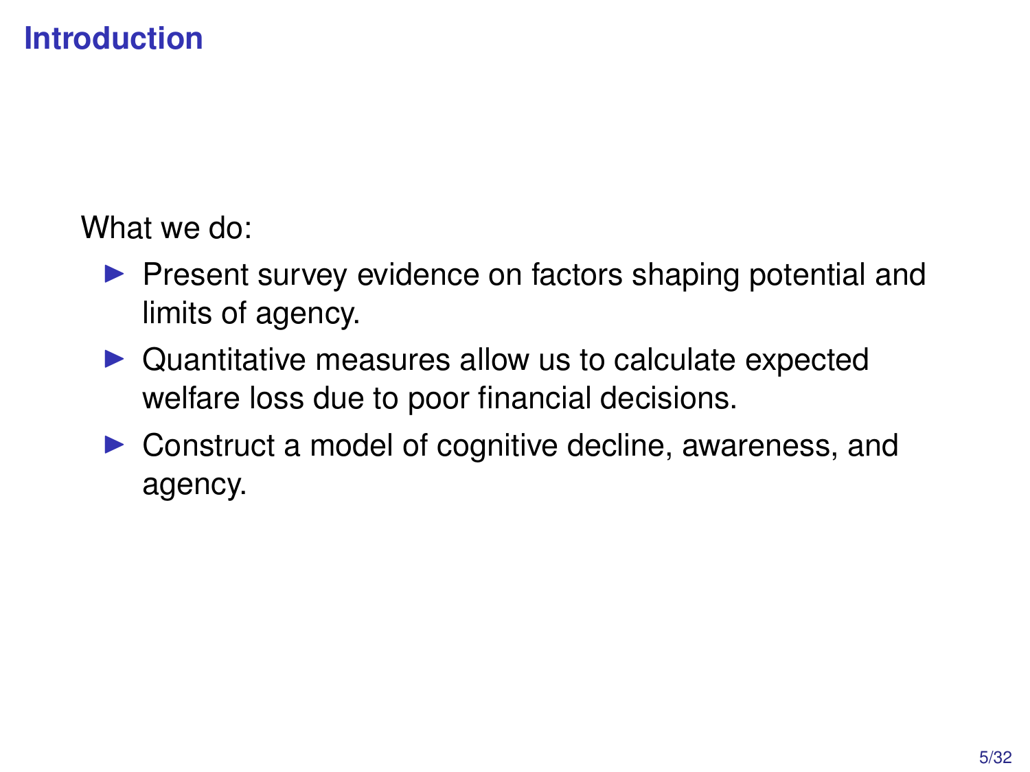# Introduction

What we do:

- Present survey evidence on factors shaping potential and limits of agency.
- Quantitative measures allow us to calculate expected welfare loss due to poor financial decisions.
- Construct a model of cognitive decline, awareness, and agency.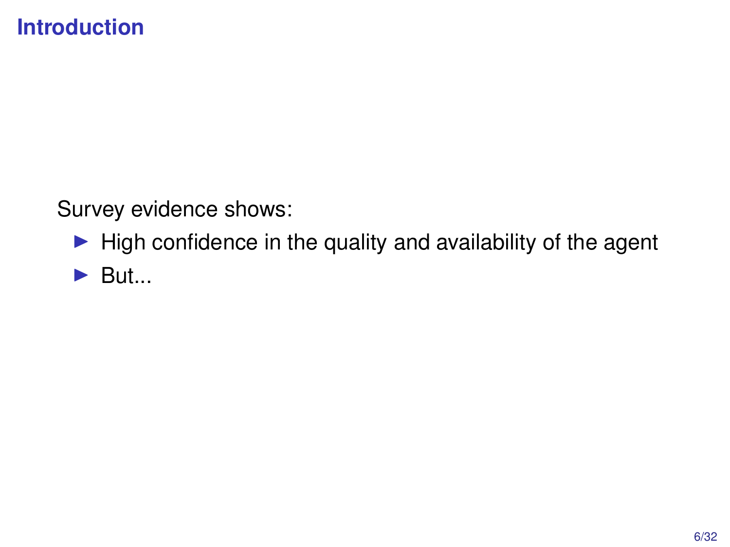# Introduction

Survey evidence shows:

- High confidence in the quality and availability of the agent
- But...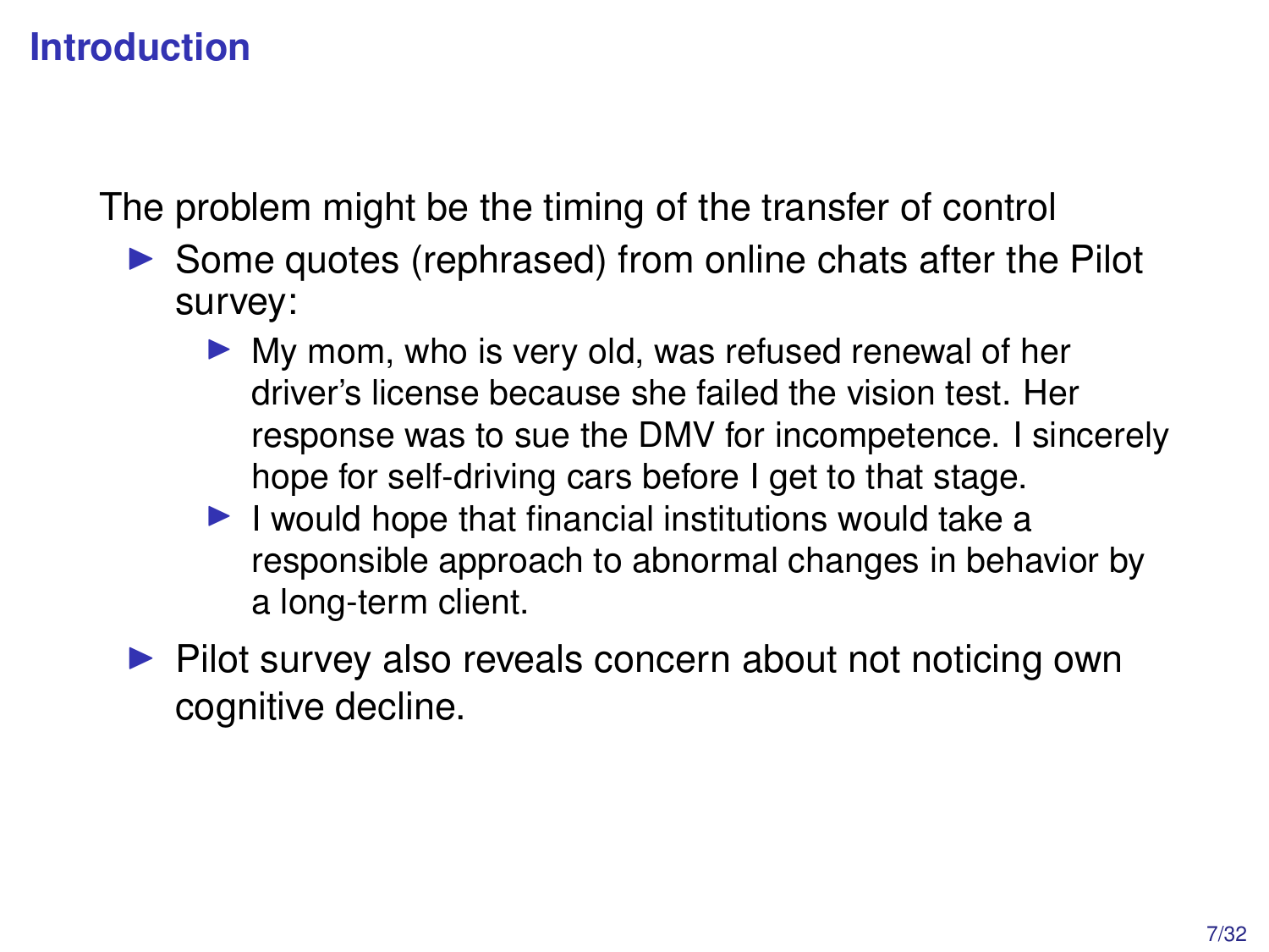# Introduction

The problem might be the timing of the transfer of control

- Some quotes (rephrased) from online chats after the Pilot survey:
  - My mom, who is very old, was refused renewal of her driver's license because she failed the vision test. Her response was to sue the DMV for incompetence. I sincerely hope for self-driving cars before I get to that stage.
  - I would hope that financial institutions would take a responsible approach to abnormal changes in behavior by a long-term client.
- Pilot survey also reveals concern about not noticing own cognitive decline.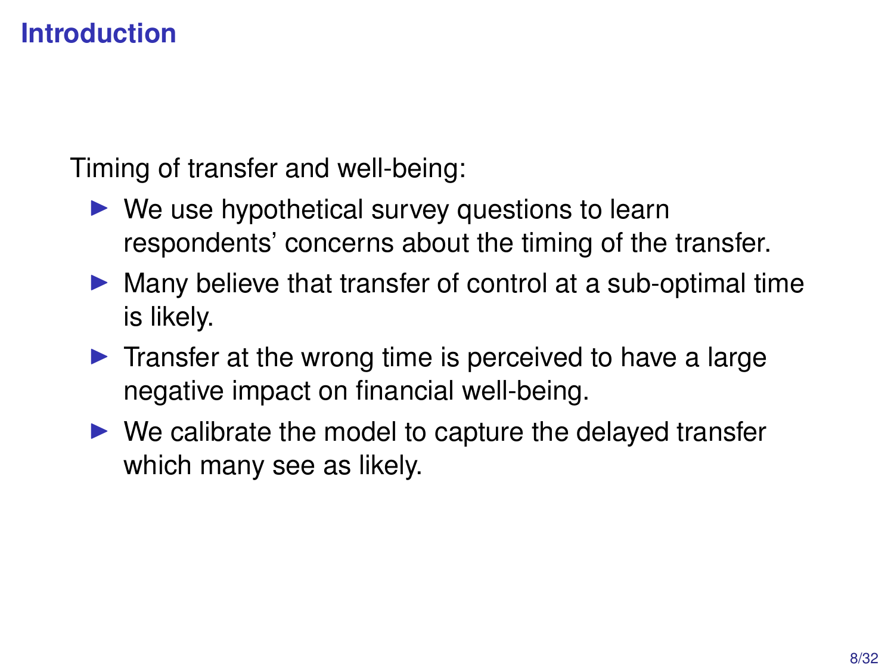# Introduction

Timing of transfer and well-being:

- We use hypothetical survey questions to learn respondents' concerns about the timing of the transfer.
- Many believe that transfer of control at a sub-optimal time is likely.
- Transfer at the wrong time is perceived to have a large negative impact on financial well-being.
- We calibrate the model to capture the delayed transfer which many see as likely.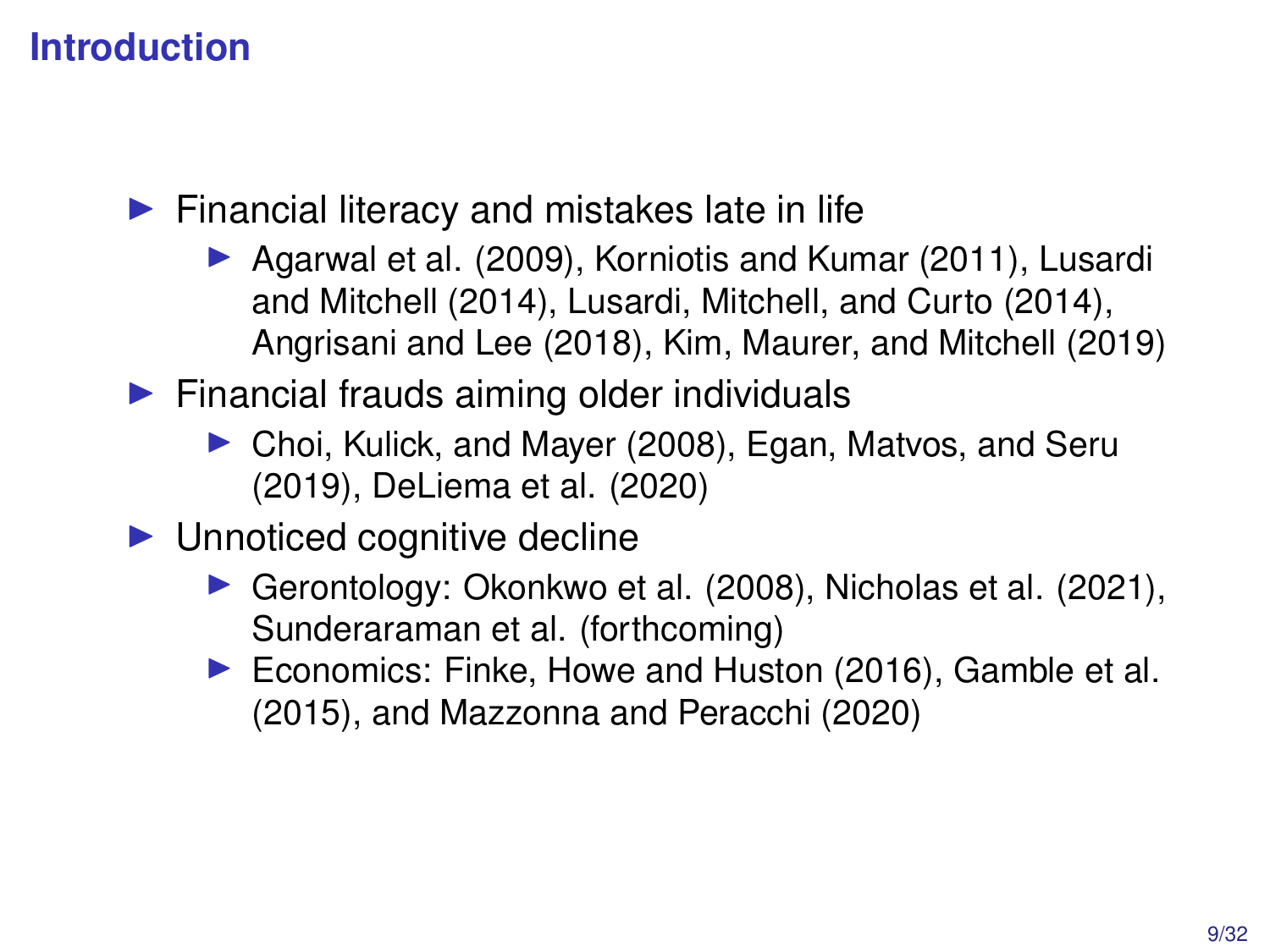# Introduction

- Financial literacy and mistakes late in life
  - Agarwal et al. (2009), Korniotis and Kumar (2011), Lusardi and Mitchell (2014), Lusardi, Mitchell, and Curto (2014), Angrisani and Lee (2018), Kim, Maurer, and Mitchell (2019)
- Financial frauds aiming older individuals
  - Choi, Kulick, and Mayer (2008), Egan, Matvos, and Seru (2019), DeLiema et al. (2020)
- Unnoticed cognitive decline
  - Gerontology: Okonkwo et al. (2008), Nicholas et al. (2021), Sunderaraman et al. (forthcoming)
  - Economics: Finke, Howe and Huston (2016), Gamble et al. (2015), and Mazzonna and Peracchi (2020)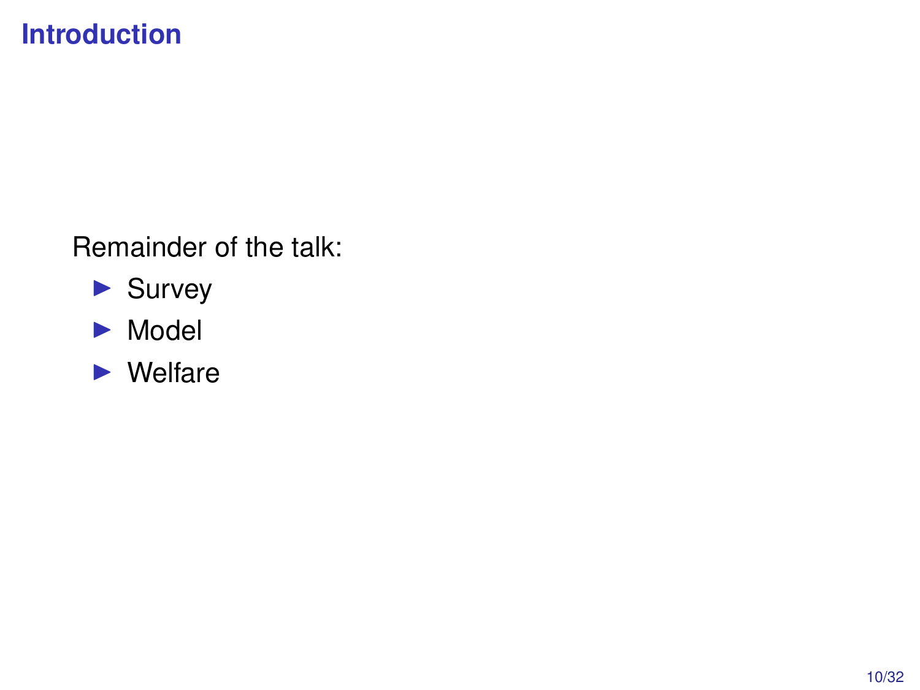# Introduction

Remainder of the talk:

- Survey
- Model
- Welfare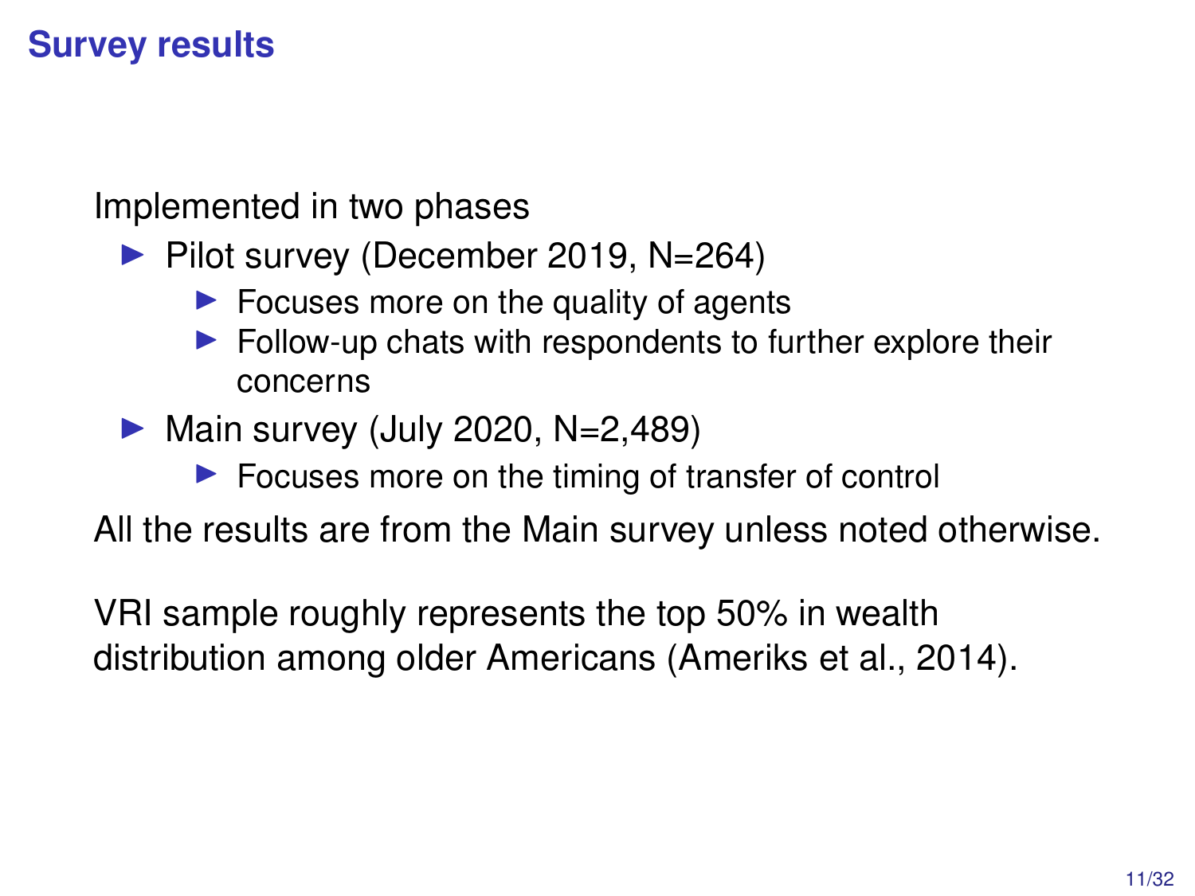## Survey results

Implemented in two phases

- Pilot survey (December 2019, N=264)
  - Focuses more on the quality of agents
  - Follow-up chats with respondents to further explore their concerns
- Main survey (July 2020, N=2,489)
  - Focuses more on the timing of transfer of control

All the results are from the Main survey unless noted otherwise.

VRI sample roughly represents the top 50% in wealth distribution among older Americans (Ameriks et al., 2014).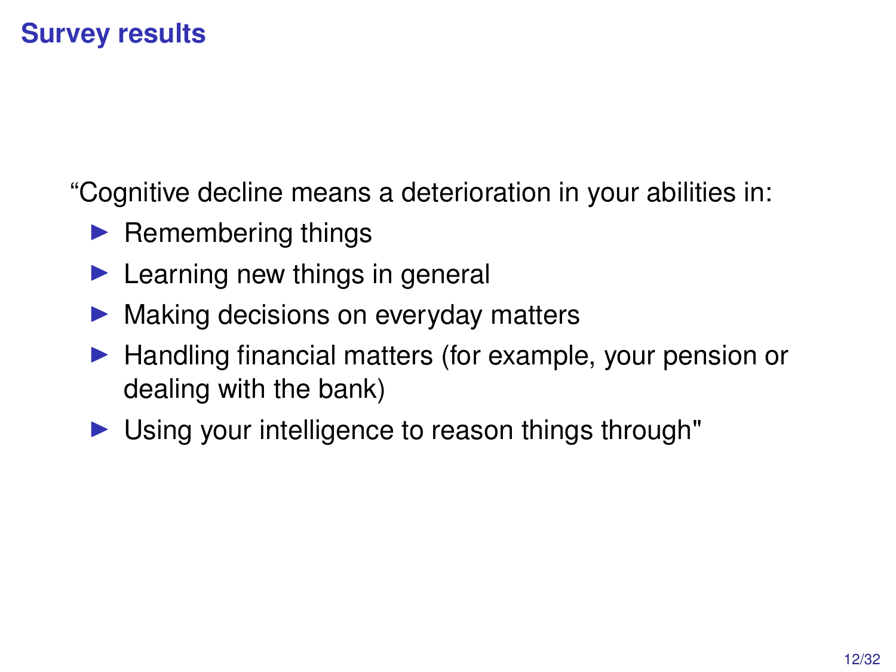# Survey results

“Cognitive decline means a deterioration in your abilities in:

- Remembering things
- Learning new things in general
- Making decisions on everyday matters
- Handling financial matters (for example, your pension or dealing with the bank)
- Using your intelligence to reason things through"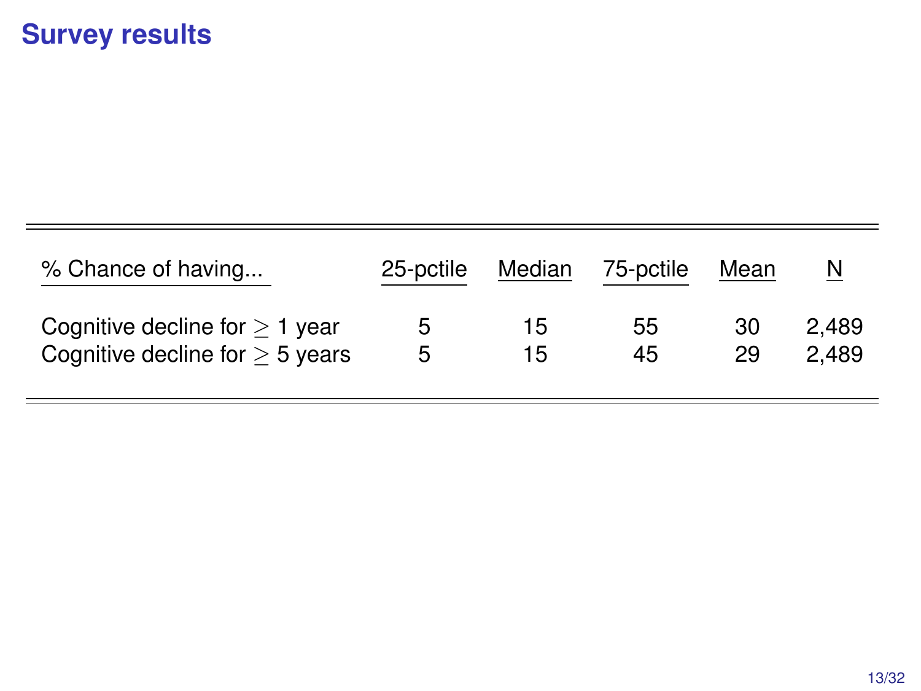# Survey results

| % Chance of having... | 25-pctile | Median | 75-pctile | Mean | N |
|---|---|---|---|---|---|
| Cognitive decline for $\geq$ 1 year | 5 | 15 | 55 | 30 | 2,489 |
| Cognitive decline for $\geq$ 5 years | 5 | 15 | 45 | 29 | 2,489 |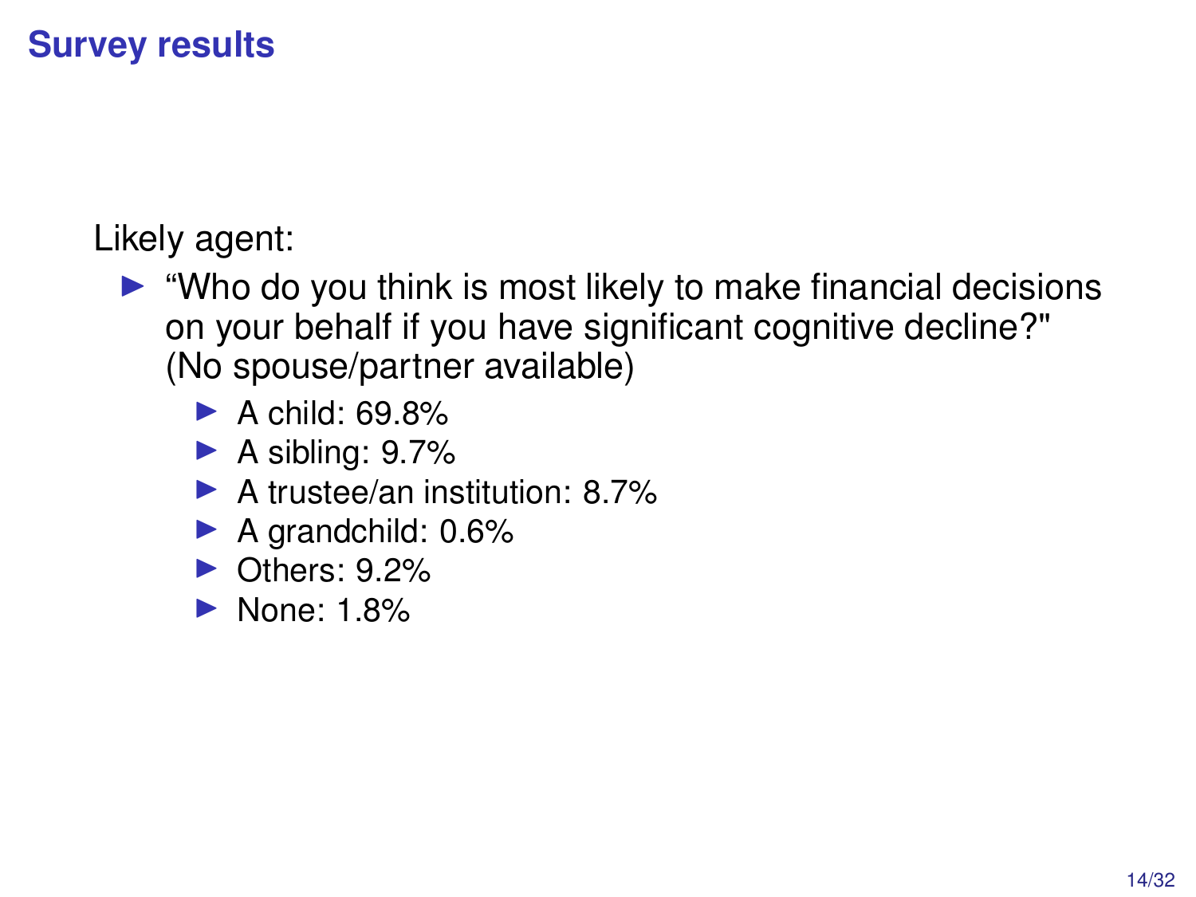# Survey results

Likely agent:

- “Who do you think is most likely to make financial decisions on your behalf if you have significant cognitive decline?" (No spouse/partner available)
  - A child: 69.8%
  - A sibling: 9.7%
  - A trustee/an institution: 8.7%
  - A grandchild: 0.6%
  - Others: 9.2%
  - None: 1.8%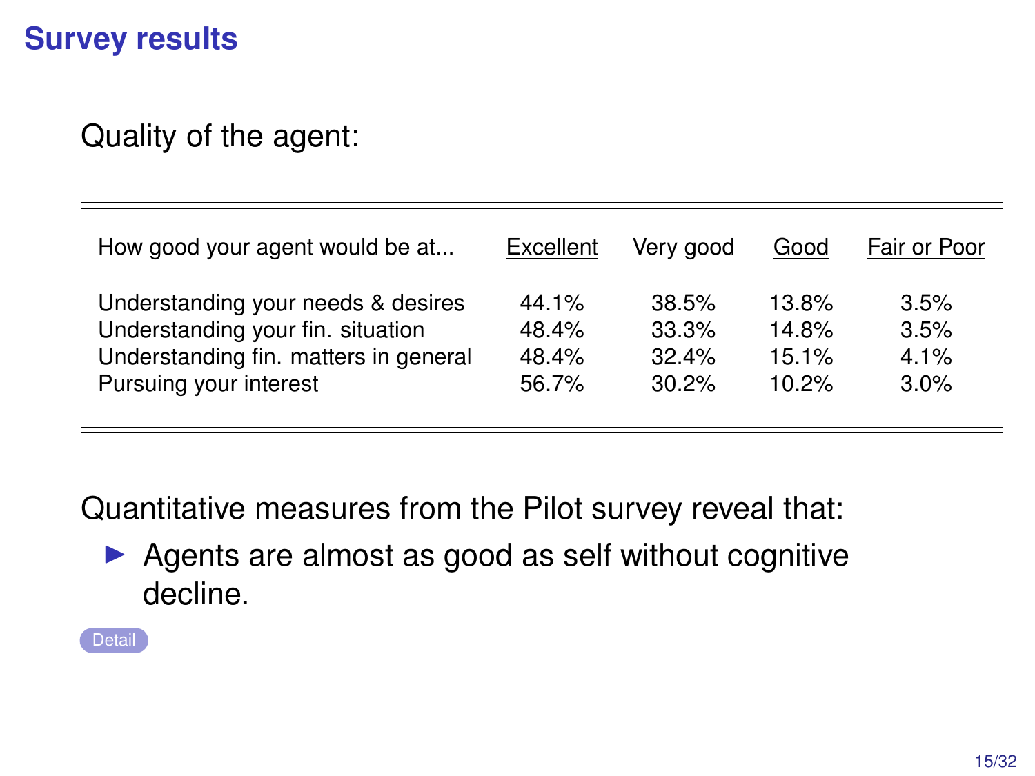# Survey results

Quality of the agent:

| How good your agent would be at... | Excellent | Very good | Good | Fair or Poor |
|---|---|---|---|---|
| Understanding your needs & desires | 44.1% | 38.5% | 13.8% | 3.5% |
| Understanding your fin. situation | 48.4% | 33.3% | 14.8% | 3.5% |
| Understanding fin. matters in general | 48.4% | 32.4% | 15.1% | 4.1% |
| Pursuing your interest | 56.7% | 30.2% | 10.2% | 3.0% |

Quantitative measures from the Pilot survey reveal that:

- Agents are almost as good as self without cognitive decline.

Detail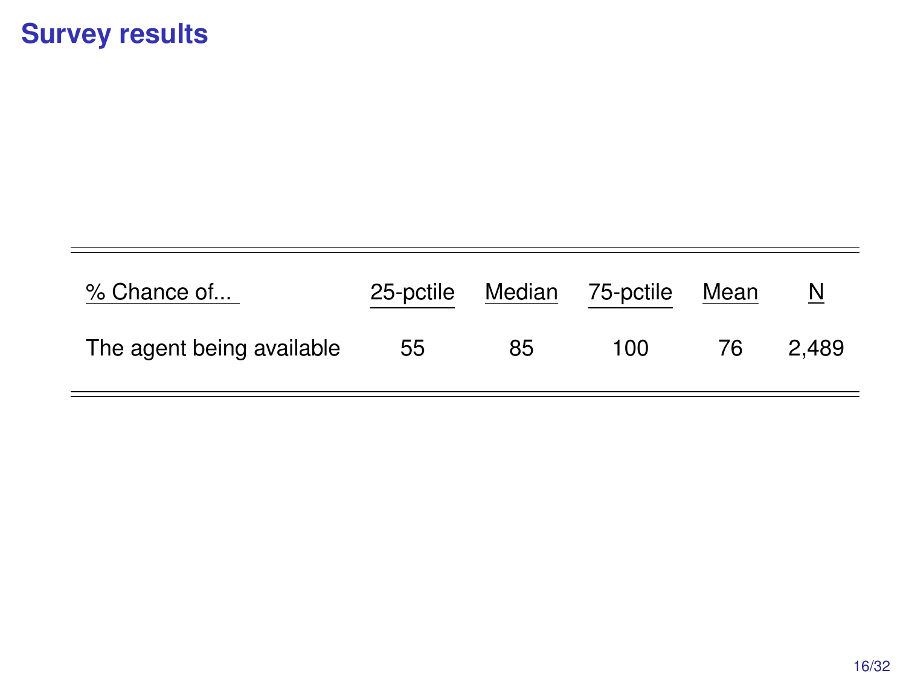# Survey results

| % Chance of... | 25-pctile | Median | 75-pctile | Mean | N |
|---|---|---|---|---|---|
| The agent being available | 55 | 85 | 100 | 76 | 2,489 |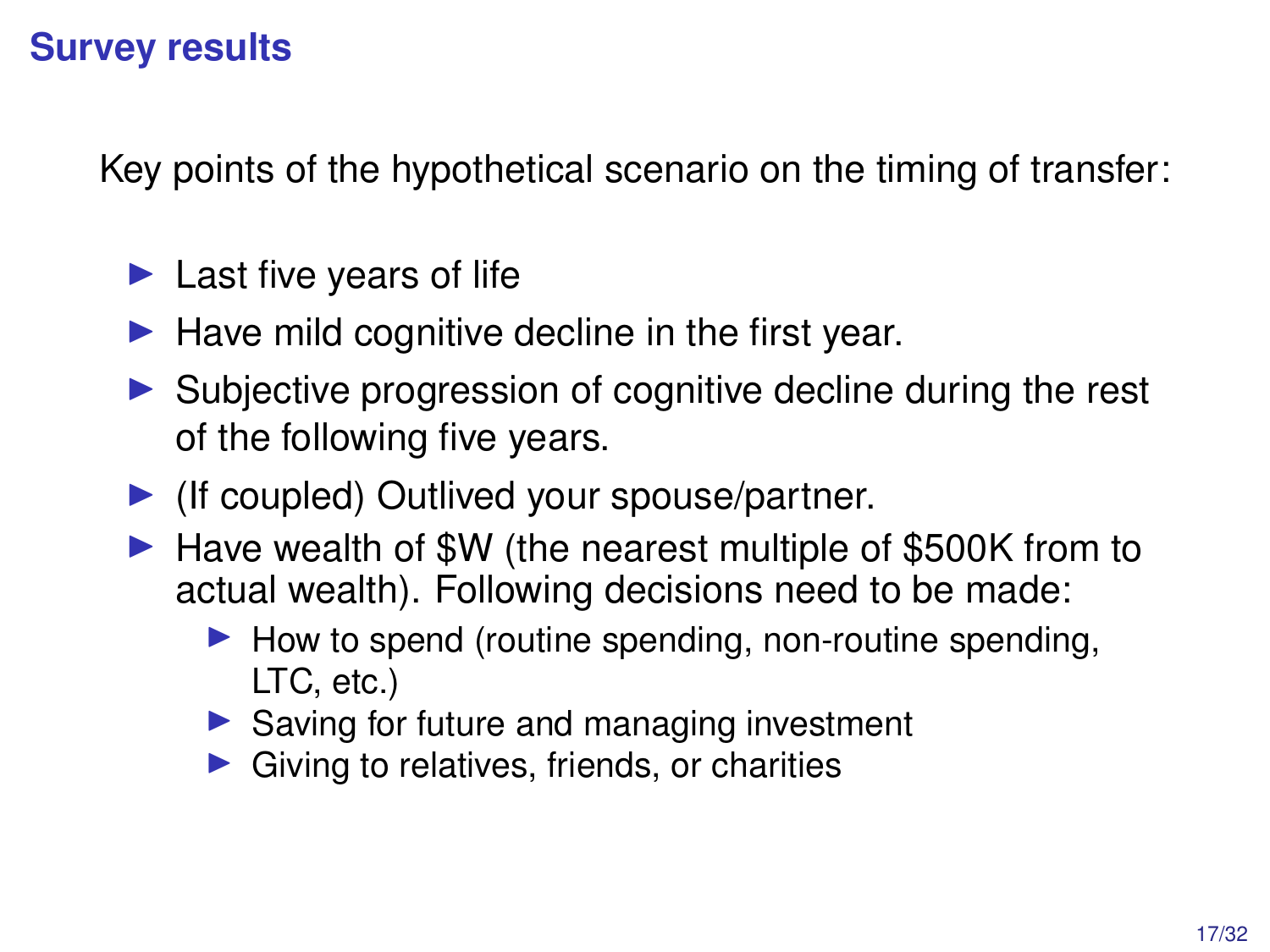# Survey results

Key points of the hypothetical scenario on the timing of transfer:

- Last five years of life
- Have mild cognitive decline in the first year.
- Subjective progression of cognitive decline during the rest of the following five years.
- (If coupled) Outlived your spouse/partner.
- Have wealth of $W (the nearest multiple of $500K from to actual wealth). Following decisions need to be made:
  - How to spend (routine spending, non-routine spending, LTC, etc.)
  - Saving for future and managing investment
  - Giving to relatives, friends, or charities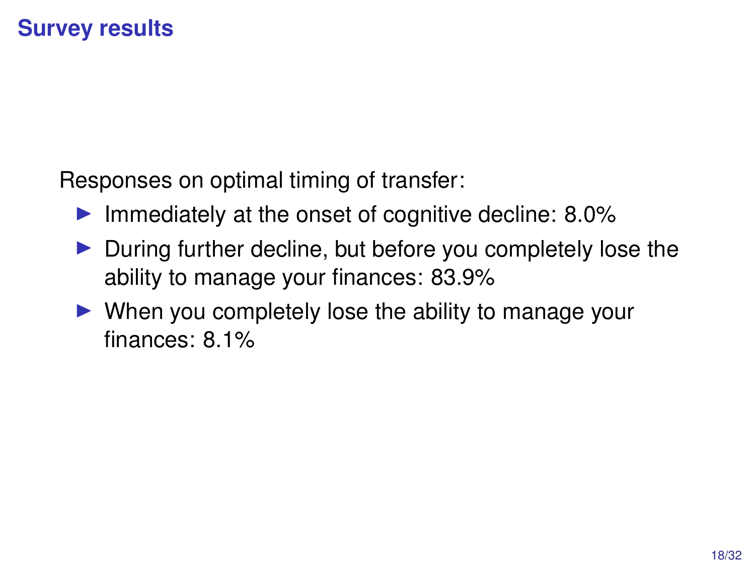## Survey results

Responses on optimal timing of transfer:

- Immediately at the onset of cognitive decline: 8.0%
- During further decline, but before you completely lose the ability to manage your finances: 83.9%
- When you completely lose the ability to manage your finances: 8.1%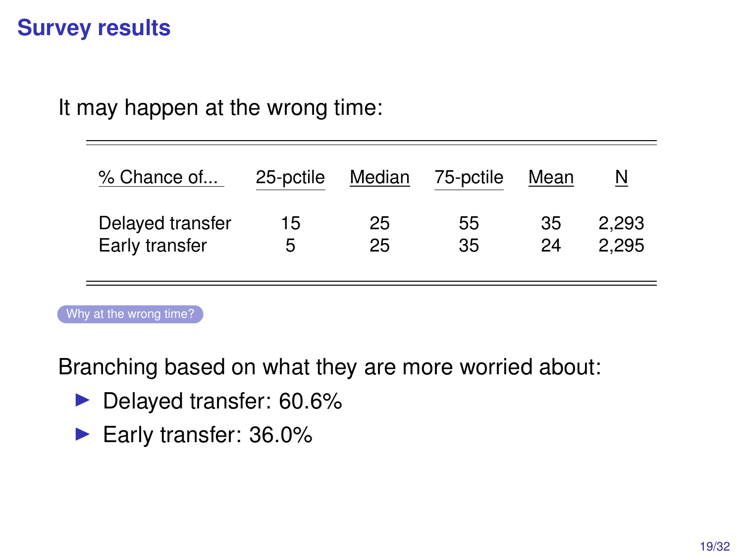# Survey results

It may happen at the wrong time:

| % Chance of... | 25-pctile | Median | 75-pctile | Mean | N |
|---|---|---|---|---|---|
| Delayed transfer | 15 | 25 | 55 | 35 | 2,293 |
| Early transfer | 5 | 25 | 35 | 24 | 2,295 |

Why at the wrong time?

Branching based on what they are more worried about:

- Delayed transfer: 60.6%
- Early transfer: 36.0%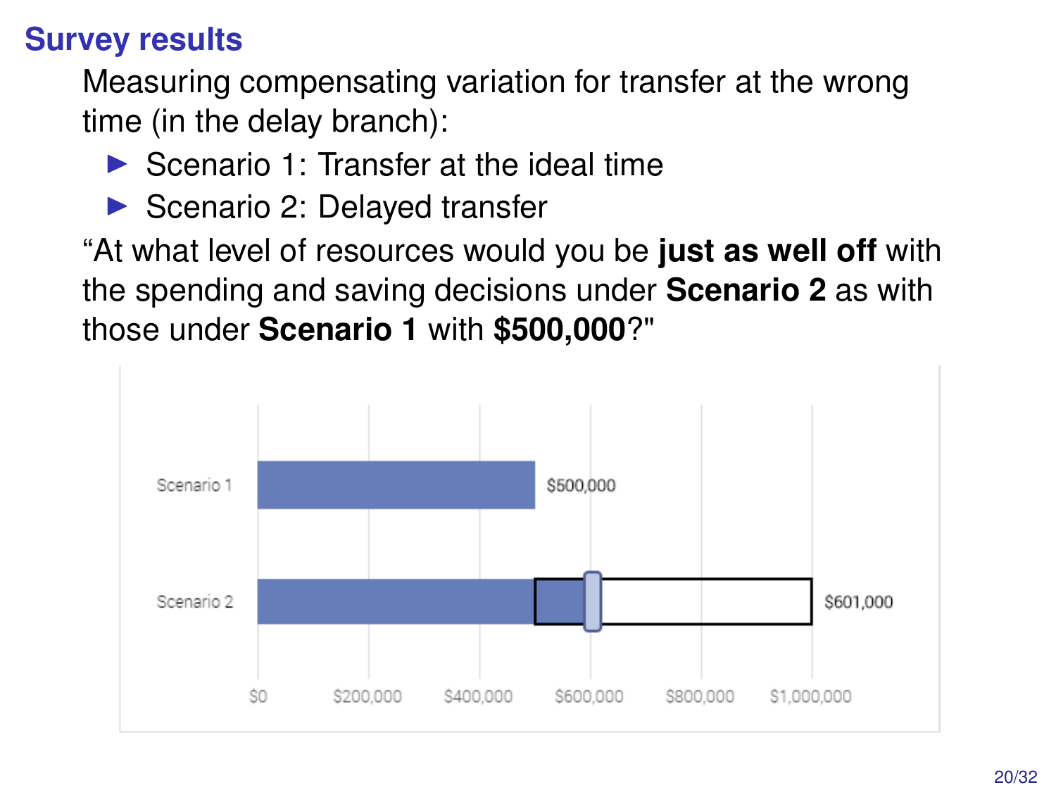## Survey results

Measuring compensating variation for transfer at the wrong time (in the delay branch):

- Scenario 1: Transfer at the ideal time
- Scenario 2: Delayed transfer

"At what level of resources would you be **just as well off** with the spending and saving decisions under **Scenario 2** as with those under **Scenario 1** with **$500,000**?"

Scenario 1 — $500,000

Scenario 2 — $601,000

$0 · $200,000 · $400,000 · $600,000 · $800,000 · $1,000,000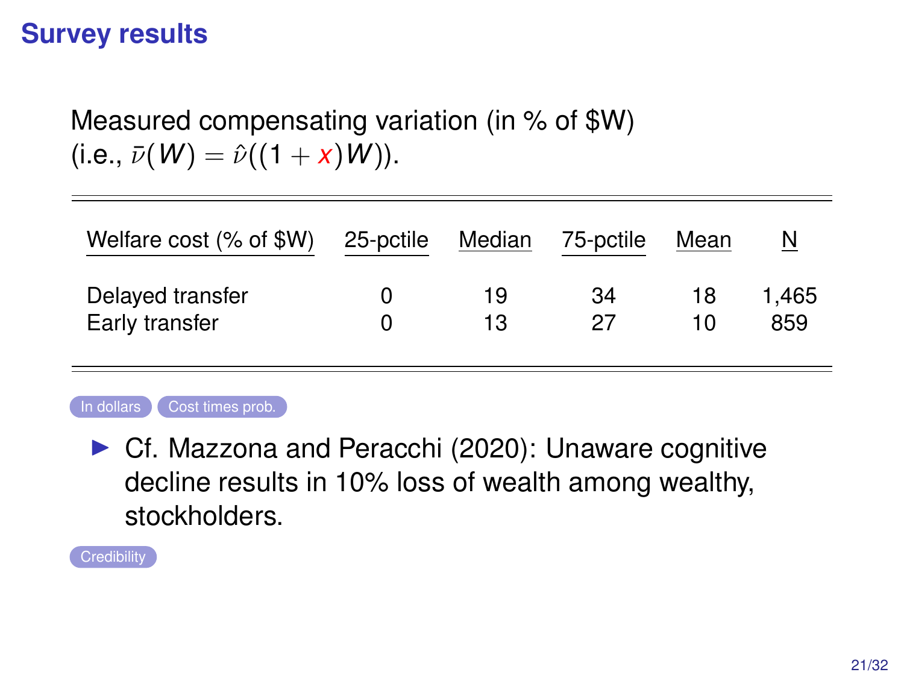# Survey results

Measured compensating variation (in % of \$W)
(i.e., $\bar{\nu}(W) = \hat{\nu}((1 + x)W)$).

| Welfare cost (% of \$W) | 25-pctile | Median | 75-pctile | Mean | N |
|---|---|---|---|---|---|
| Delayed transfer | 0 | 19 | 34 | 18 | 1,465 |
| Early transfer | 0 | 13 | 27 | 10 | 859 |

In dollars | Cost times prob.

- Cf. Mazzona and Peracchi (2020): Unaware cognitive decline results in 10% loss of wealth among wealthy, stockholders.

Credibility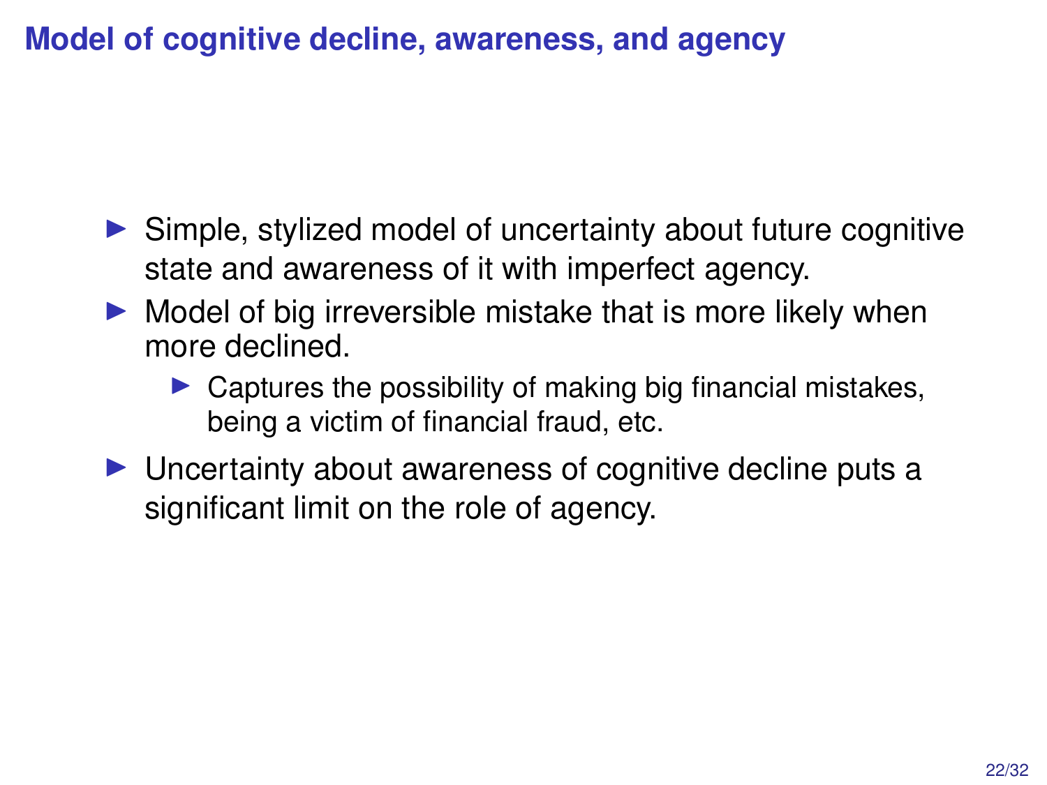## Model of cognitive decline, awareness, and agency

- Simple, stylized model of uncertainty about future cognitive state and awareness of it with imperfect agency.
- Model of big irreversible mistake that is more likely when more declined.
  - Captures the possibility of making big financial mistakes, being a victim of financial fraud, etc.
- Uncertainty about awareness of cognitive decline puts a significant limit on the role of agency.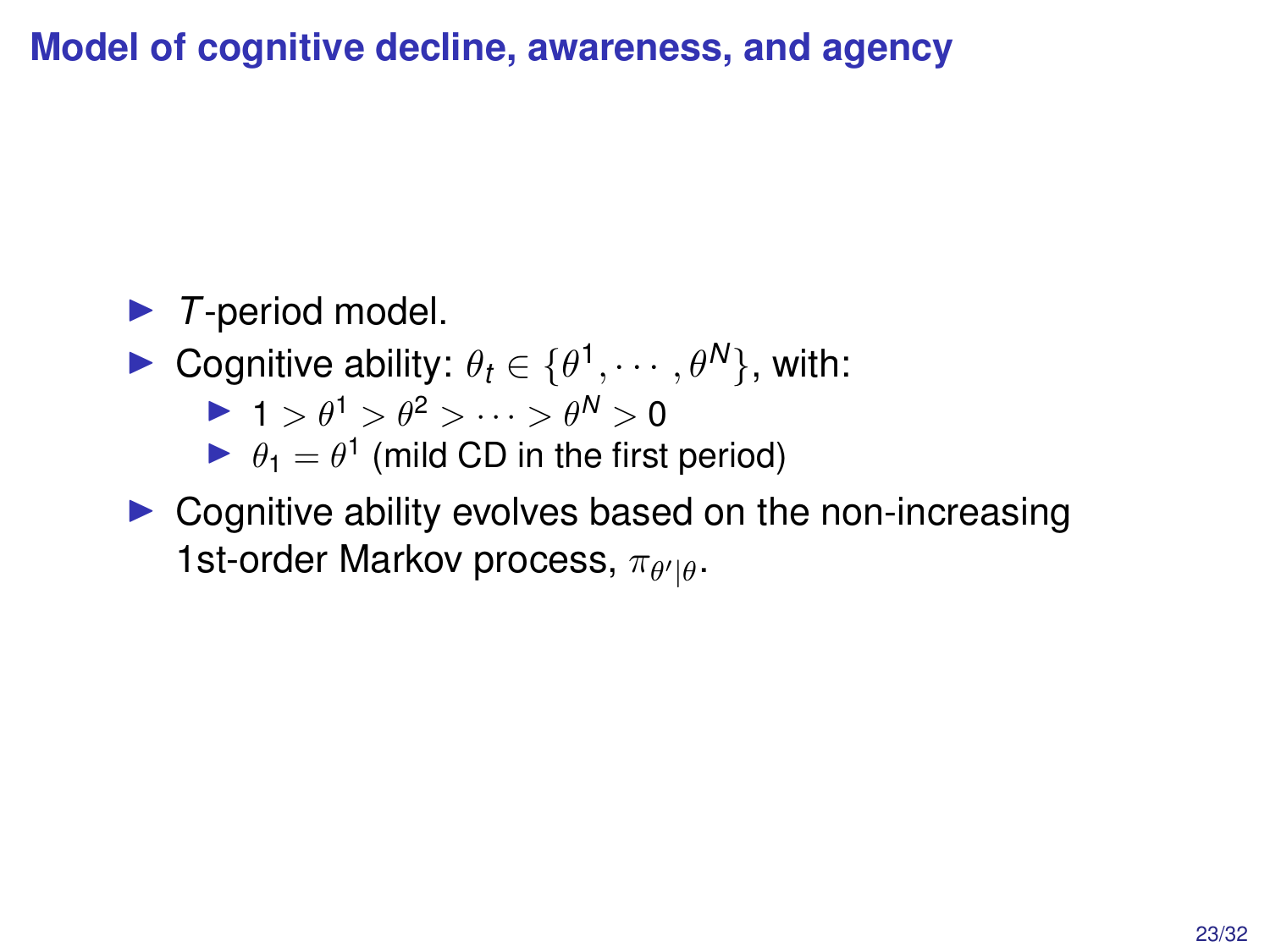# Model of cognitive decline, awareness, and agency

- $T$-period model.
- Cognitive ability: $\theta_t \in \{\theta^1, \cdots, \theta^N\}$, with:
  - $1 > \theta^1 > \theta^2 > \cdots > \theta^N > 0$
  - $\theta_1 = \theta^1$ (mild CD in the first period)
- Cognitive ability evolves based on the non-increasing 1st-order Markov process, $\pi_{\theta'|\theta}$.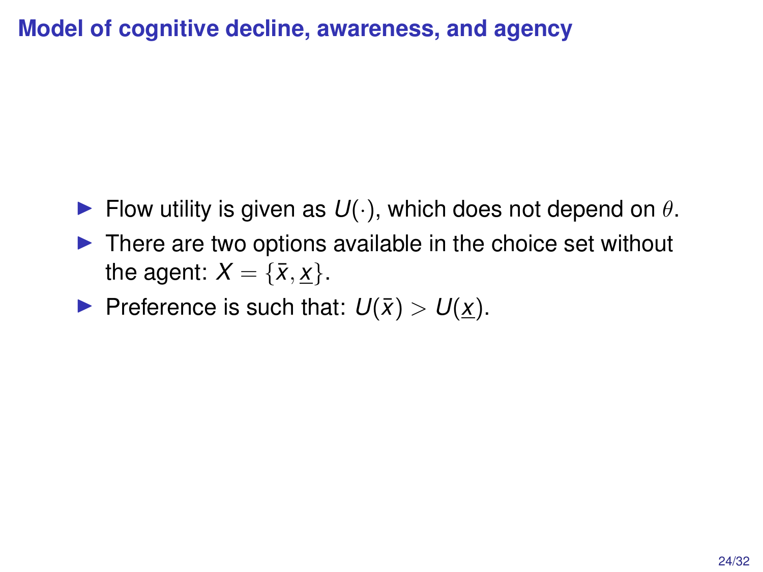## Model of cognitive decline, awareness, and agency

- Flow utility is given as $U(\cdot)$, which does not depend on $\theta$.
- There are two options available in the choice set without the agent: $X = \{\bar{x}, \underline{x}\}$.
- Preference is such that: $U(\bar{x}) > U(\underline{x})$.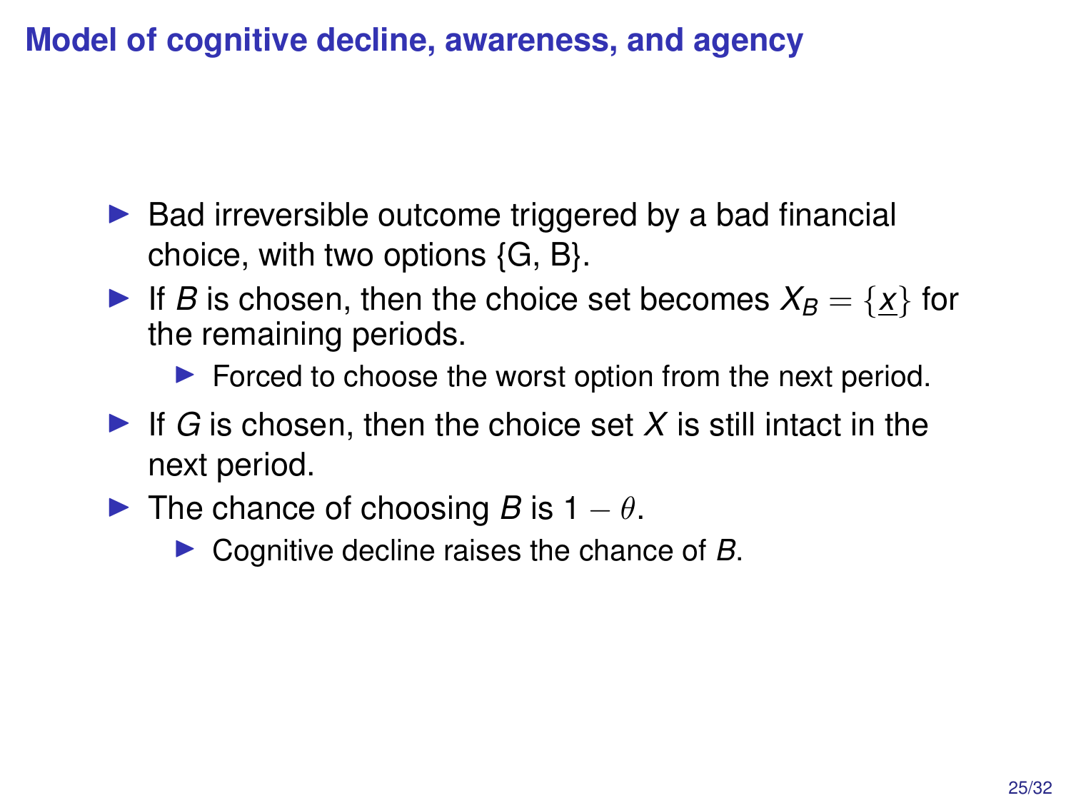# Model of cognitive decline, awareness, and agency

- Bad irreversible outcome triggered by a bad financial choice, with two options {G, B}.
- If $B$ is chosen, then the choice set becomes $X_B = \{\underline{x}\}$ for the remaining periods.
  - Forced to choose the worst option from the next period.
- If $G$ is chosen, then the choice set $X$ is still intact in the next period.
- The chance of choosing $B$ is $1 - \theta$.
  - Cognitive decline raises the chance of $B$.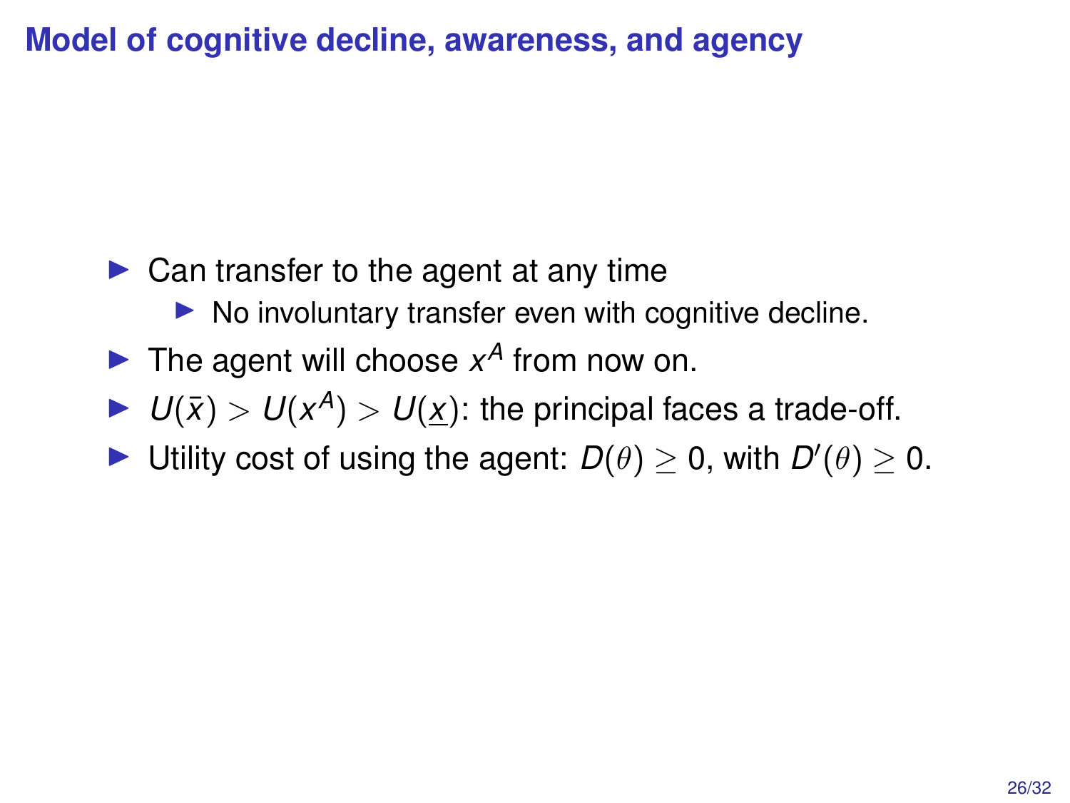## Model of cognitive decline, awareness, and agency

- Can transfer to the agent at any time
  - No involuntary transfer even with cognitive decline.
- The agent will choose $x^A$ from now on.
- $U(\bar{x}) > U(x^A) > U(\underline{x})$: the principal faces a trade-off.
- Utility cost of using the agent: $D(\theta) \geq 0$, with $D'(\theta) \geq 0$.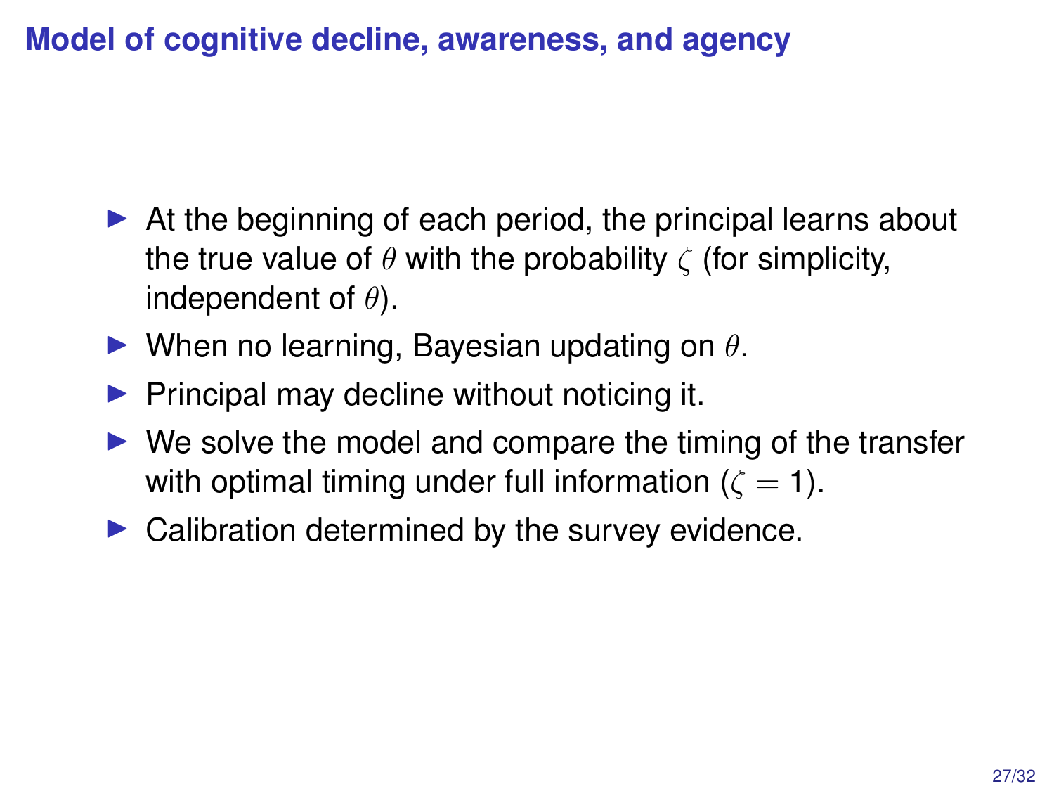# Model of cognitive decline, awareness, and agency

- At the beginning of each period, the principal learns about the true value of $\theta$ with the probability $\zeta$ (for simplicity, independent of $\theta$).
- When no learning, Bayesian updating on $\theta$.
- Principal may decline without noticing it.
- We solve the model and compare the timing of the transfer with optimal timing under full information ($\zeta = 1$).
- Calibration determined by the survey evidence.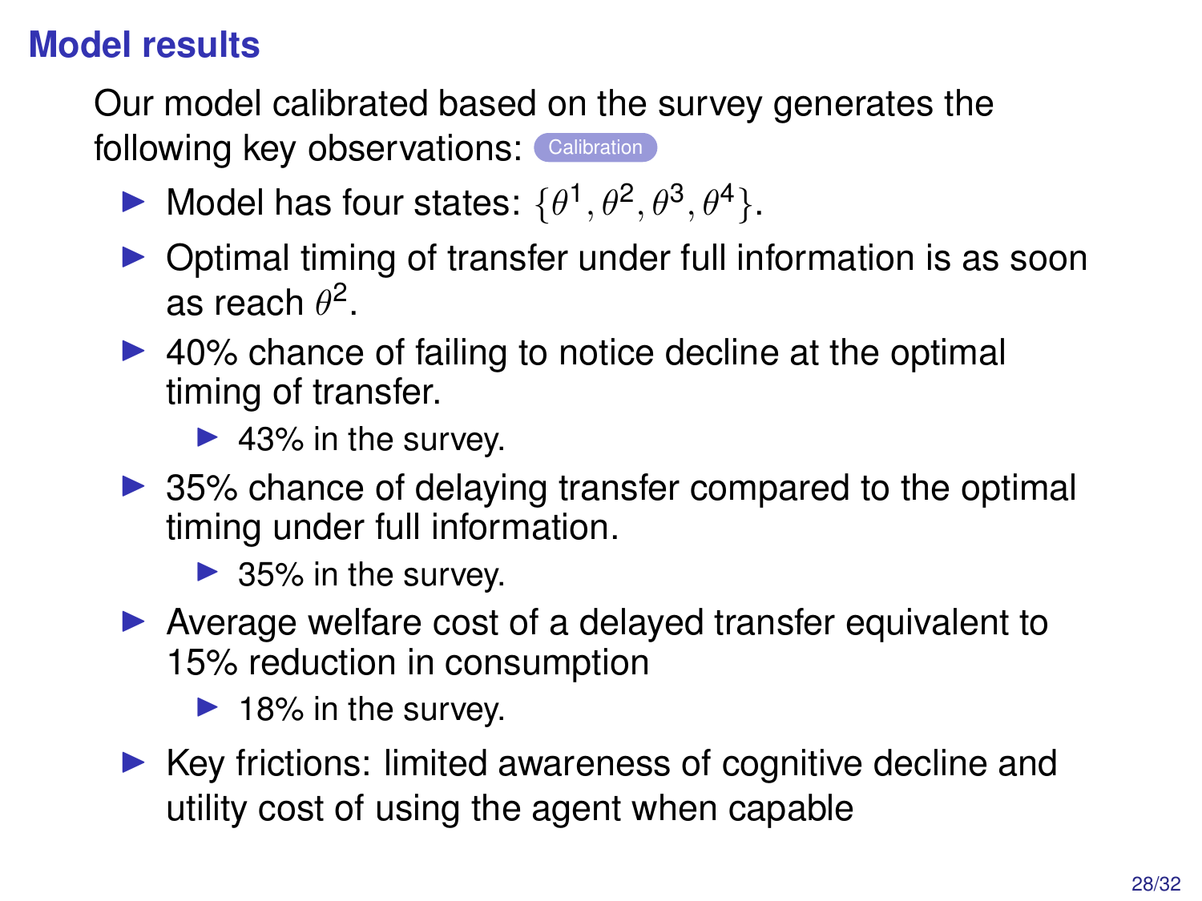## Model results

Our model calibrated based on the survey generates the following key observations: Calibration

- Model has four states: $\{\theta^1, \theta^2, \theta^3, \theta^4\}$.
- Optimal timing of transfer under full information is as soon as reach $\theta^2$.
- 40% chance of failing to notice decline at the optimal timing of transfer.
  - 43% in the survey.
- 35% chance of delaying transfer compared to the optimal timing under full information.
  - 35% in the survey.
- Average welfare cost of a delayed transfer equivalent to 15% reduction in consumption
  - 18% in the survey.
- Key frictions: limited awareness of cognitive decline and utility cost of using the agent when capable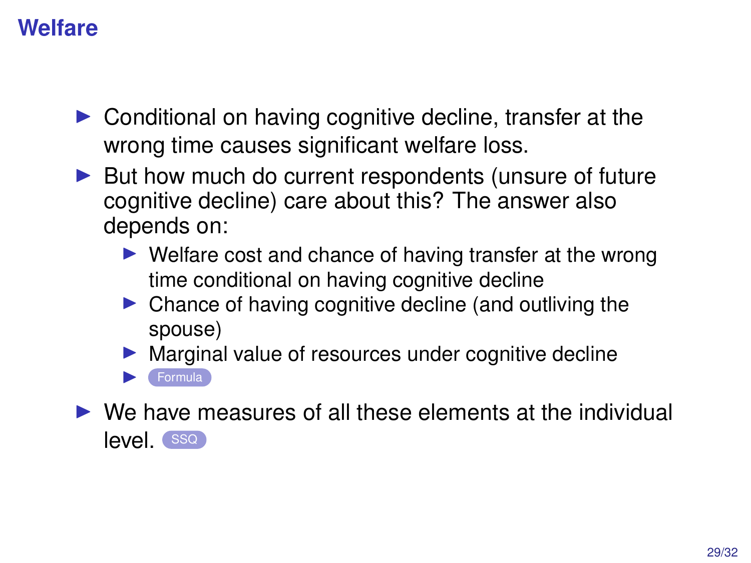# Welfare

- Conditional on having cognitive decline, transfer at the wrong time causes significant welfare loss.
- But how much do current respondents (unsure of future cognitive decline) care about this? The answer also depends on:
  - Welfare cost and chance of having transfer at the wrong time conditional on having cognitive decline
  - Chance of having cognitive decline (and outliving the spouse)
  - Marginal value of resources under cognitive decline
  - Formula
- We have measures of all these elements at the individual level. SSQ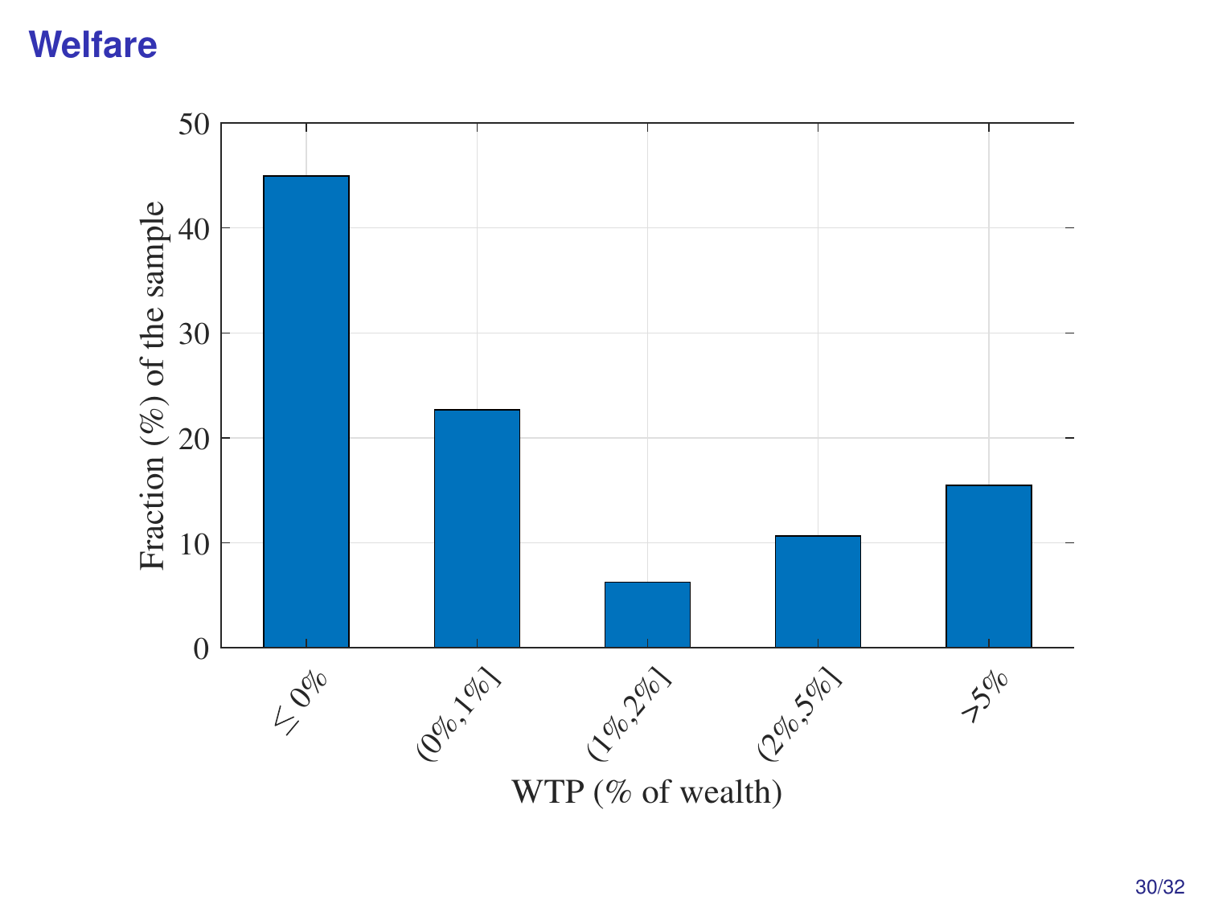# Welfare

| WTP (% of wealth) | Fraction (%) of the sample |
| --- | --- |
| $\leq$ 0% | 45 |
| (0%,1%] | 22.7 |
| (1%,2%] | 6.2 |
| (2%,5%] | 10.7 |
| >5% | 15.5 |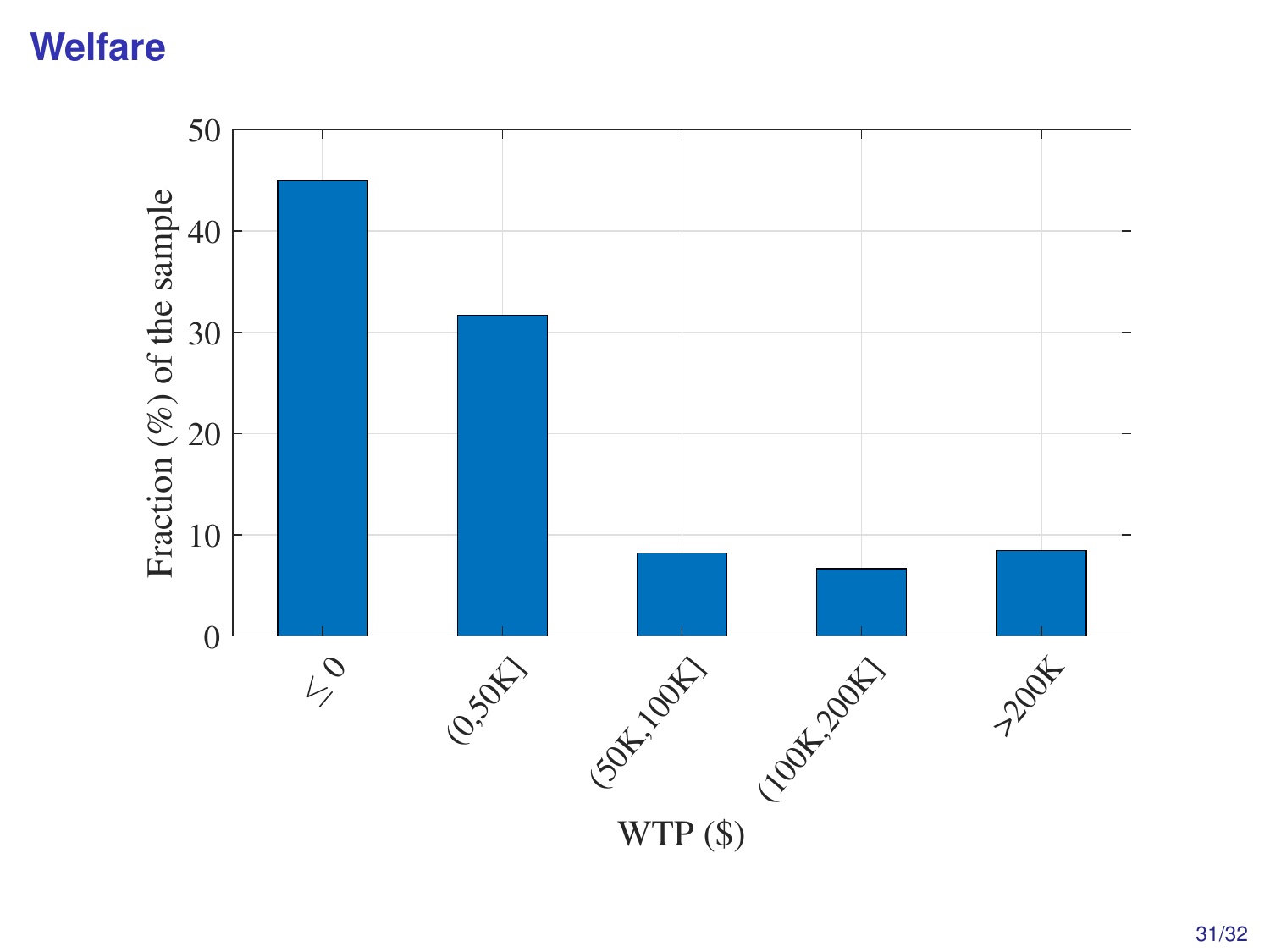# Welfare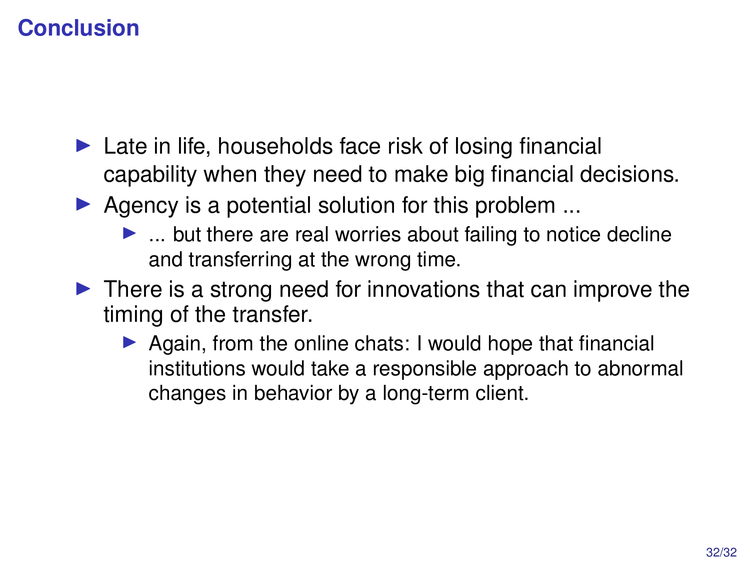## Conclusion

- Late in life, households face risk of losing financial capability when they need to make big financial decisions.
- Agency is a potential solution for this problem ...
  - ... but there are real worries about failing to notice decline and transferring at the wrong time.
- There is a strong need for innovations that can improve the timing of the transfer.
  - Again, from the online chats: I would hope that financial institutions would take a responsible approach to abnormal changes in behavior by a long-term client.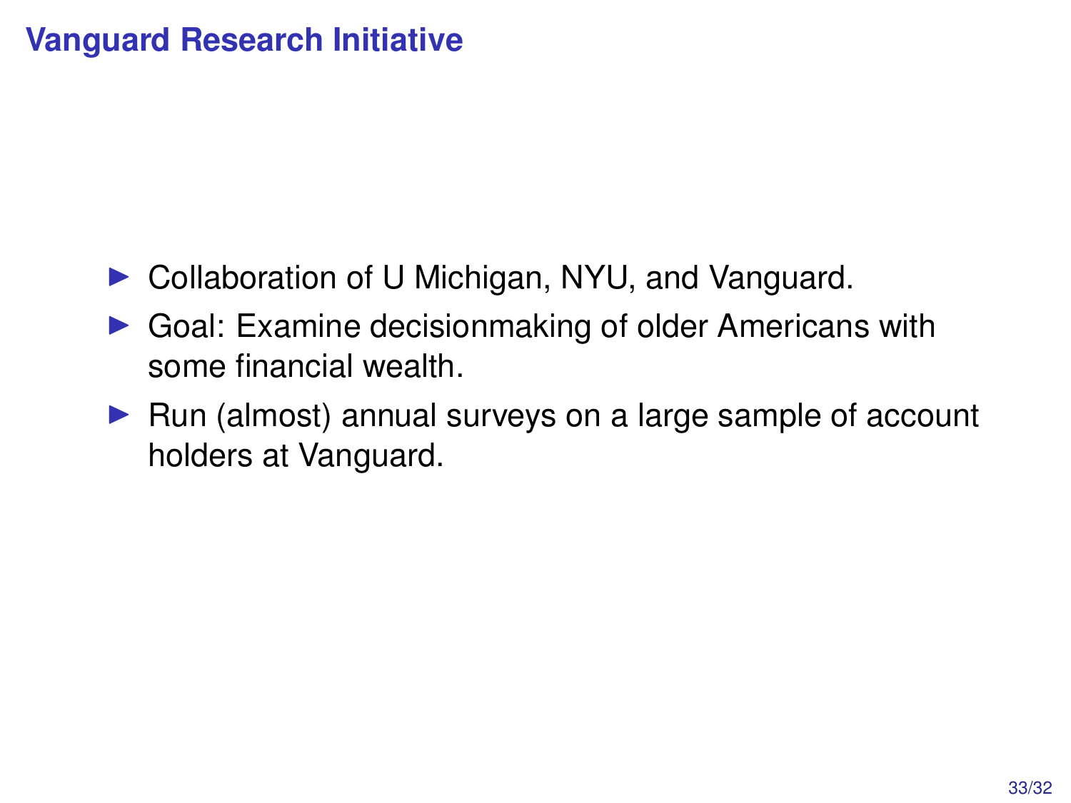## Vanguard Research Initiative

- Collaboration of U Michigan, NYU, and Vanguard.
- Goal: Examine decisionmaking of older Americans with some financial wealth.
- Run (almost) annual surveys on a large sample of account holders at Vanguard.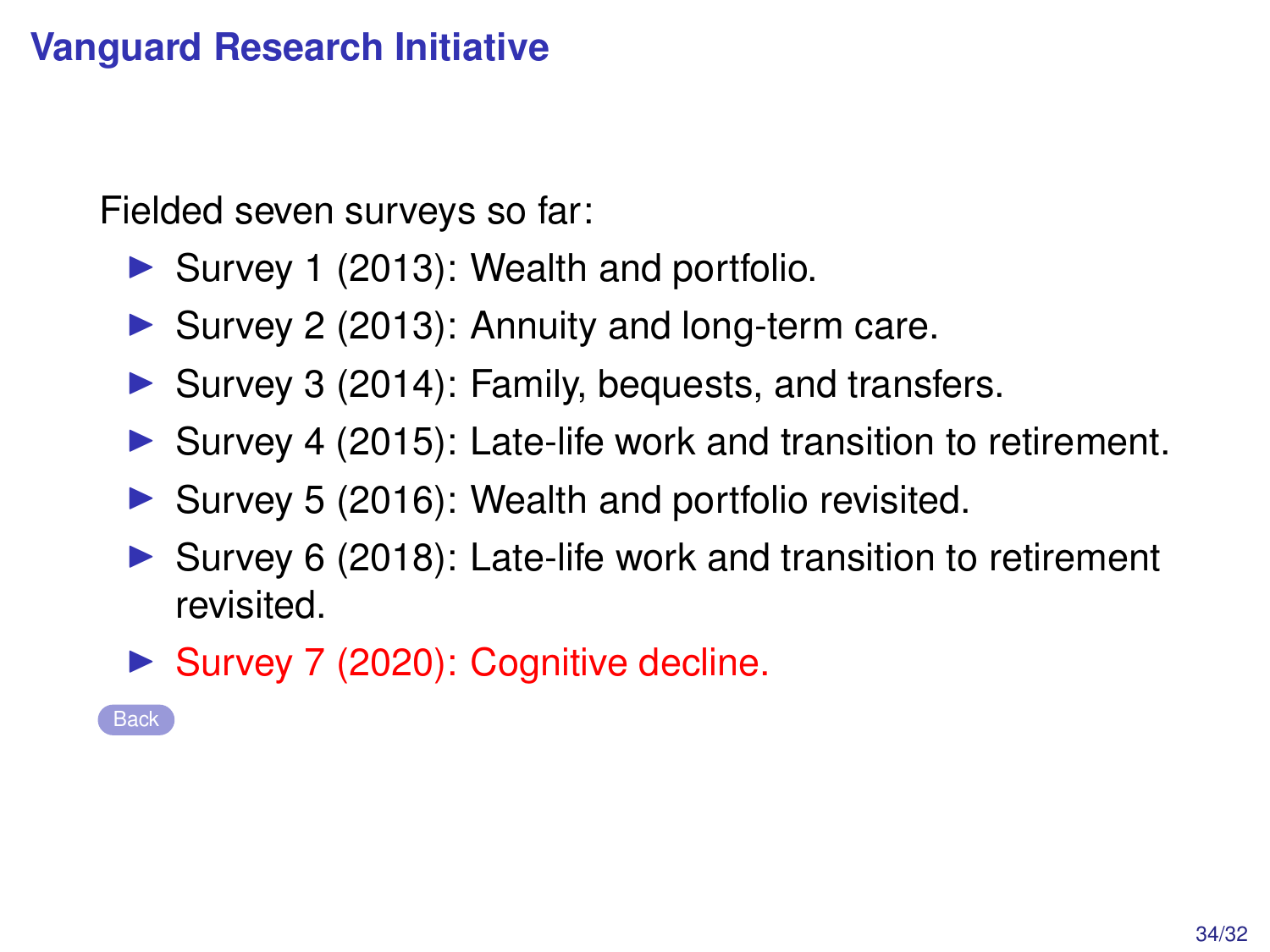## Vanguard Research Initiative

Fielded seven surveys so far:

- Survey 1 (2013): Wealth and portfolio.
- Survey 2 (2013): Annuity and long-term care.
- Survey 3 (2014): Family, bequests, and transfers.
- Survey 4 (2015): Late-life work and transition to retirement.
- Survey 5 (2016): Wealth and portfolio revisited.
- Survey 6 (2018): Late-life work and transition to retirement revisited.
- Survey 7 (2020): Cognitive decline.

Back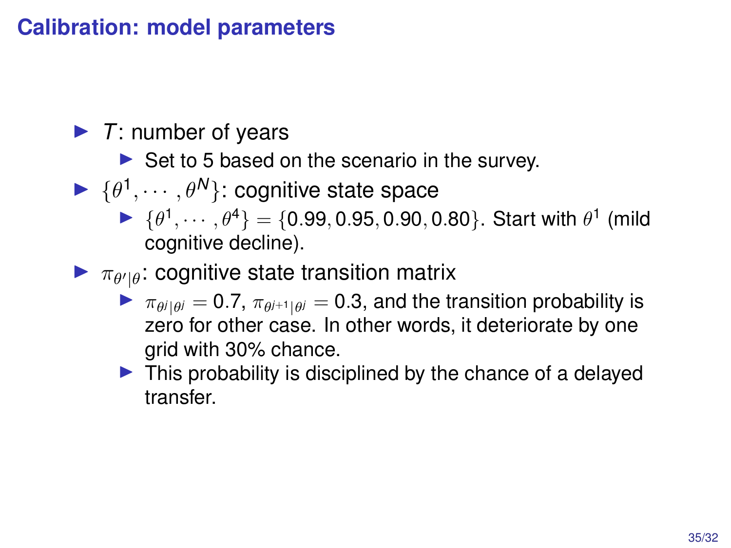# Calibration: model parameters

- $T$: number of years
  - Set to 5 based on the scenario in the survey.
- $\{\theta^1, \cdots, \theta^N\}$: cognitive state space
  - $\{\theta^1, \cdots, \theta^4\} = \{0.99, 0.95, 0.90, 0.80\}$. Start with $\theta^1$ (mild cognitive decline).
- $\pi_{\theta'|\theta}$: cognitive state transition matrix
  - $\pi_{\theta^j|\theta^j} = 0.7$, $\pi_{\theta^{j+1}|\theta^j} = 0.3$, and the transition probability is zero for other case. In other words, it deteriorate by one grid with 30% chance.
  - This probability is disciplined by the chance of a delayed transfer.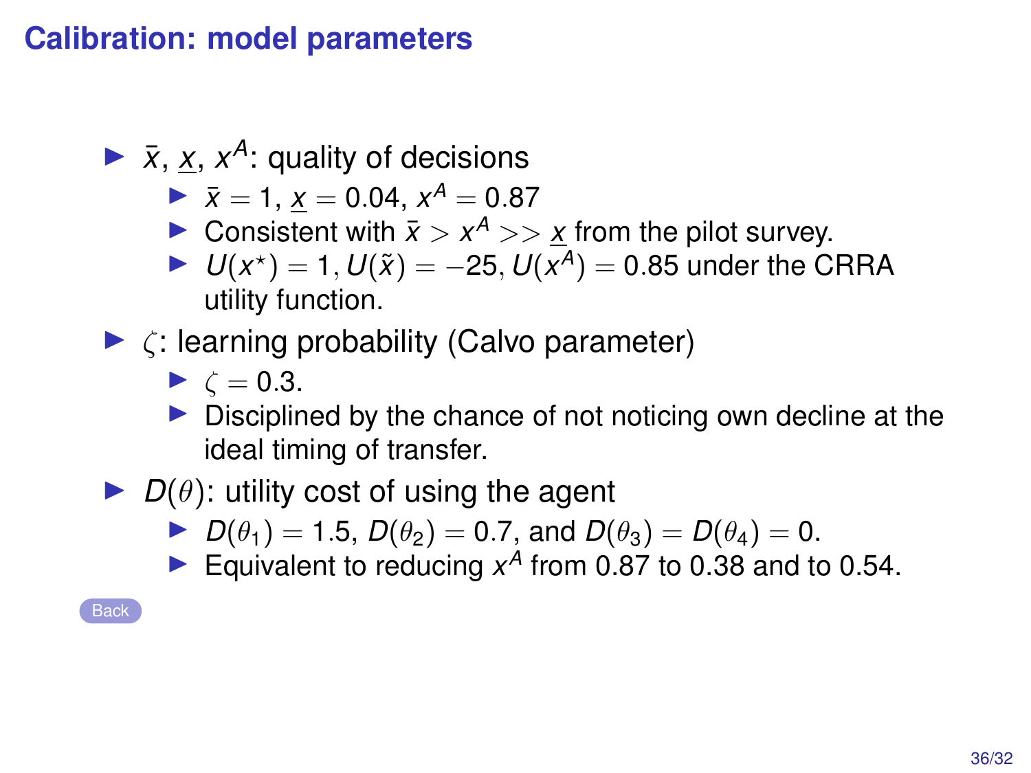## Calibration: model parameters

- $\bar{x}$, $\underline{x}$, $x^A$: quality of decisions
  - $\bar{x} = 1$, $\underline{x} = 0.04$, $x^A = 0.87$
  - Consistent with $\bar{x} > x^A >> \underline{x}$ from the pilot survey.
  - $U(x^{\star}) = 1, U(\tilde{x}) = -25, U(x^A) = 0.85$ under the CRRA utility function.
- $\zeta$: learning probability (Calvo parameter)
  - $\zeta = 0.3$.
  - Disciplined by the chance of not noticing own decline at the ideal timing of transfer.
- $D(\theta)$: utility cost of using the agent
  - $D(\theta_1) = 1.5$, $D(\theta_2) = 0.7$, and $D(\theta_3) = D(\theta_4) = 0$.
  - Equivalent to reducing $x^A$ from 0.87 to 0.38 and to 0.54.

Back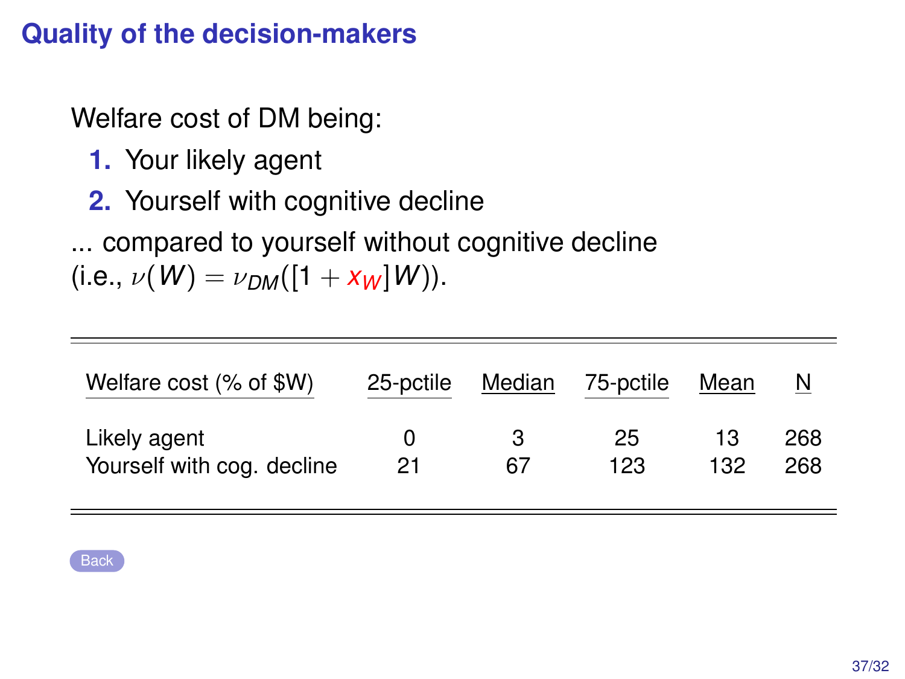## Quality of the decision-makers

Welfare cost of DM being:

1. Your likely agent
2. Yourself with cognitive decline

... compared to yourself without cognitive decline (i.e., $\nu(W) = \nu_{DM}([1 + x_W]W)$).

| Welfare cost (% of $W) | 25-pctile | Median | 75-pctile | Mean | N |
|---|---|---|---|---|---|
| Likely agent | 0 | 3 | 25 | 13 | 268 |
| Yourself with cog. decline | 21 | 67 | 123 | 132 | 268 |

Back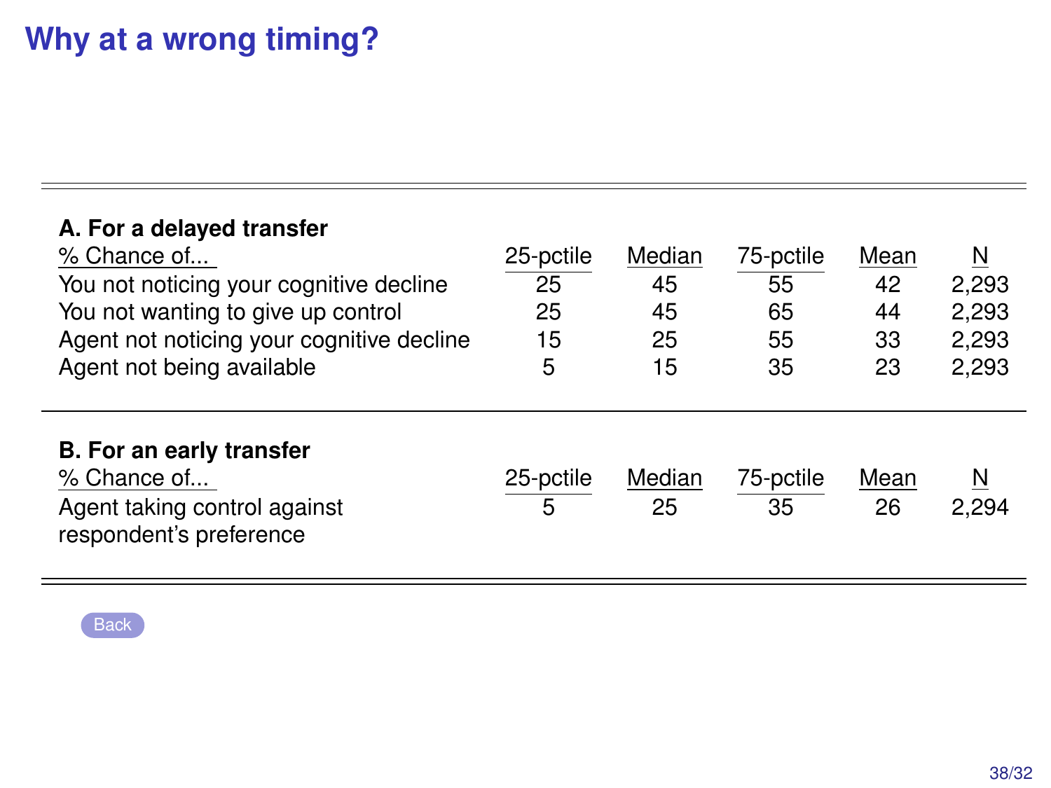# Why at a wrong timing?

| **A. For a delayed transfer** | | | | | |
|---|---|---|---|---|---|
| % Chance of... | 25-pctile | Median | 75-pctile | Mean | N |
| You not noticing your cognitive decline | 25 | 45 | 55 | 42 | 2,293 |
| You not wanting to give up control | 25 | 45 | 65 | 44 | 2,293 |
| Agent not noticing your cognitive decline | 15 | 25 | 55 | 33 | 2,293 |
| Agent not being available | 5 | 15 | 35 | 23 | 2,293 |
| **B. For an early transfer** | | | | | |
| % Chance of... | 25-pctile | Median | 75-pctile | Mean | N |
| Agent taking control against respondent's preference | 5 | 25 | 35 | 26 | 2,294 |

Back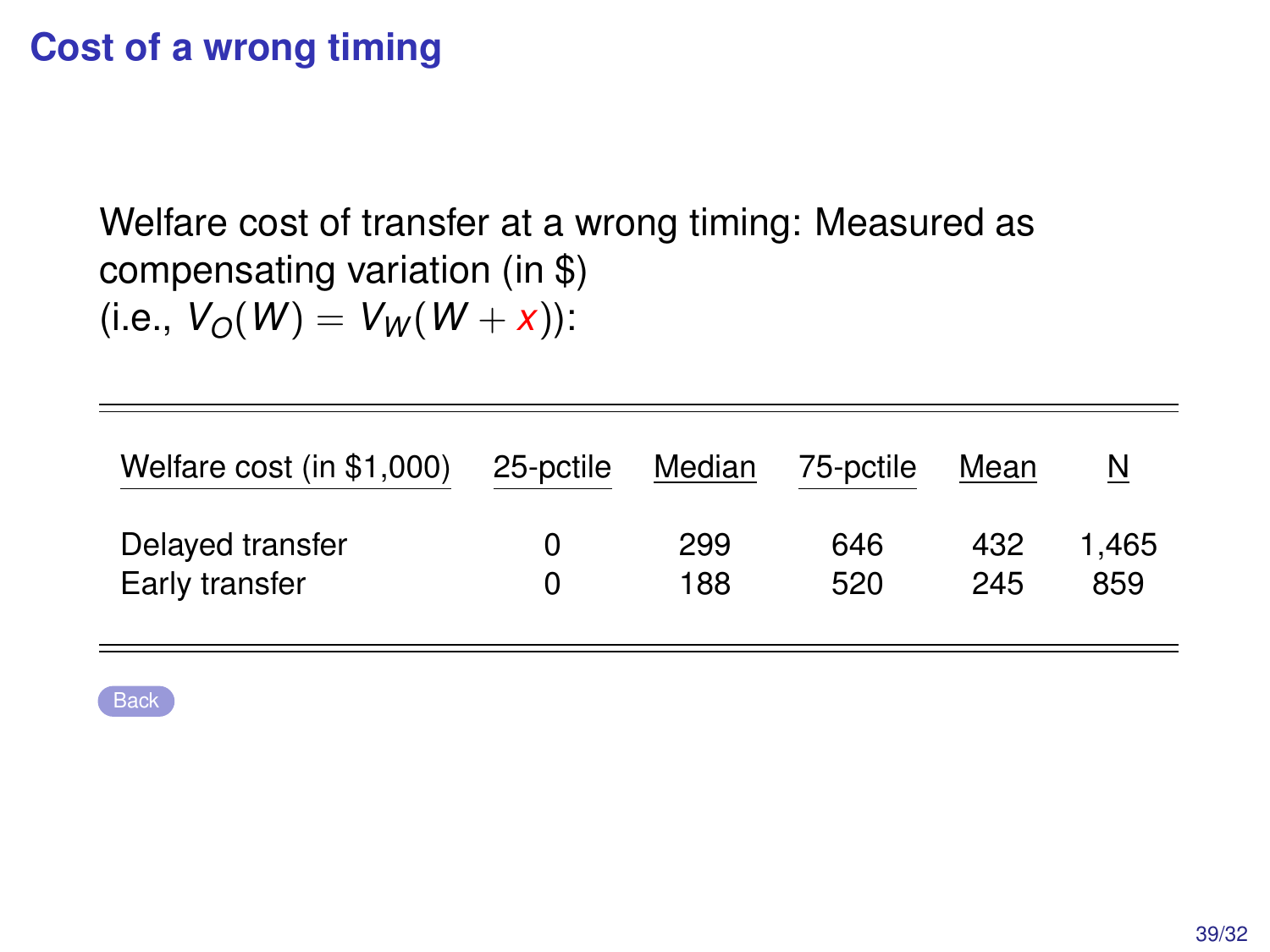# Cost of a wrong timing

Welfare cost of transfer at a wrong timing: Measured as compensating variation (in \$) (i.e., $V_O(W) = V_W(W + x)$):

| Welfare cost (in \$1,000) | 25-pctile | Median | 75-pctile | Mean | N |
|---|---|---|---|---|---|
| Delayed transfer | 0 | 299 | 646 | 432 | 1,465 |
| Early transfer | 0 | 188 | 520 | 245 | 859 |

Back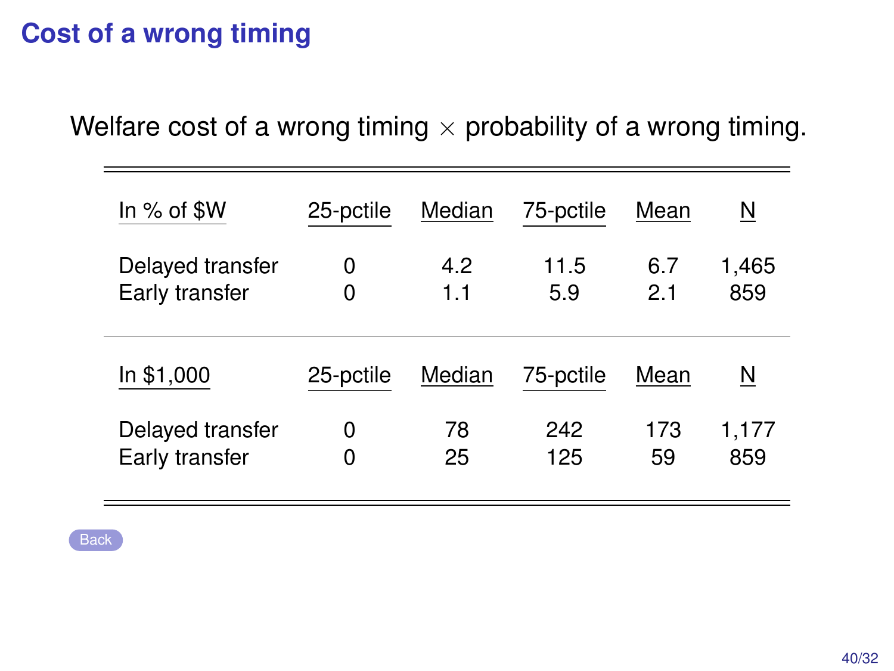# Cost of a wrong timing

Welfare cost of a wrong timing $\times$ probability of a wrong timing.

| In % of $W | 25-pctile | Median | 75-pctile | Mean | N |
|---|---|---|---|---|---|
| Delayed transfer | 0 | 4.2 | 11.5 | 6.7 | 1,465 |
| Early transfer | 0 | 1.1 | 5.9 | 2.1 | 859 |

| In $1,000 | 25-pctile | Median | 75-pctile | Mean | N |
|---|---|---|---|---|---|
| Delayed transfer | 0 | 78 | 242 | 173 | 1,177 |
| Early transfer | 0 | 25 | 125 | 59 | 859 |

Back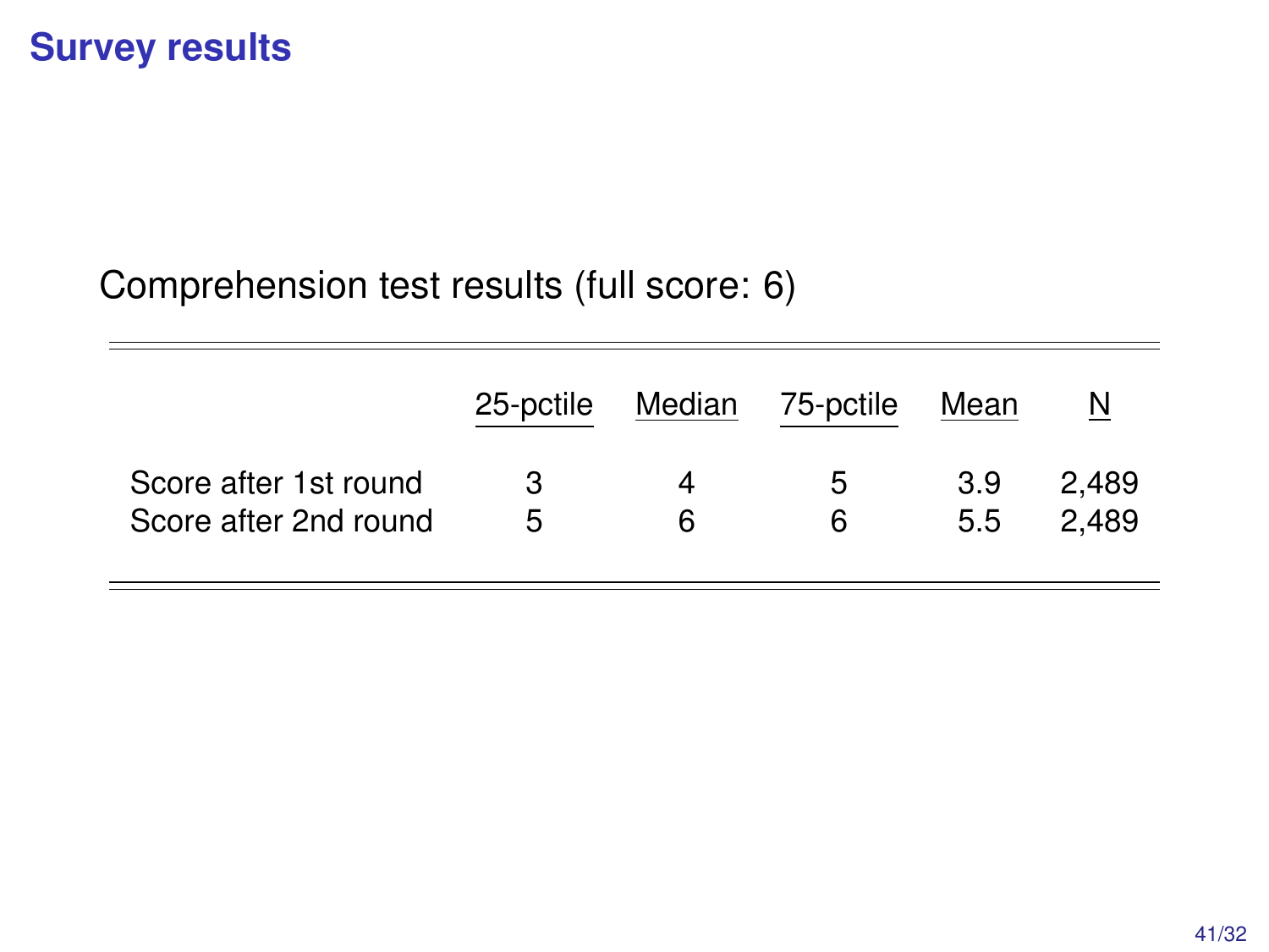# Survey results

Comprehension test results (full score: 6)

| | 25-pctile | Median | 75-pctile | Mean | N |
|---|---|---|---|---|---|
| Score after 1st round | 3 | 4 | 5 | 3.9 | 2,489 |
| Score after 2nd round | 5 | 6 | 6 | 5.5 | 2,489 |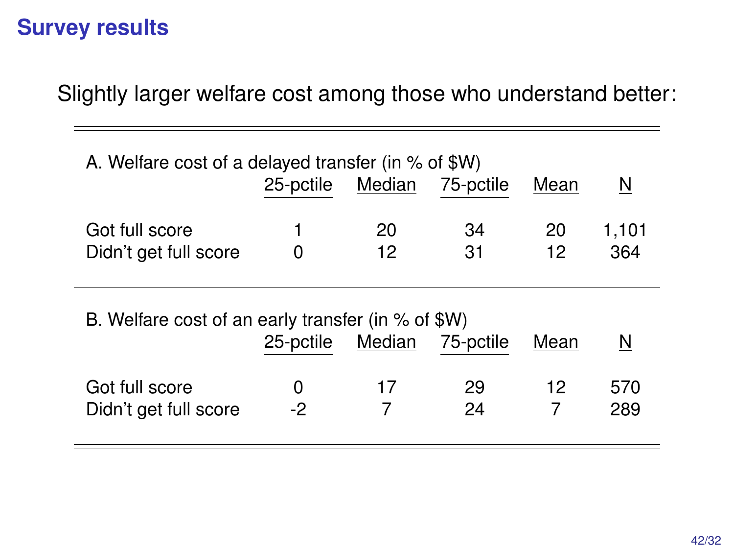## Survey results

Slightly larger welfare cost among those who understand better:

| A. Welfare cost of a delayed transfer (in % of \$W) | 25-pctile | Median | 75-pctile | Mean | N |
|---|---|---|---|---|---|
| Got full score | 1 | 20 | 34 | 20 | 1,101 |
| Didn't get full score | 0 | 12 | 31 | 12 | 364 |

| B. Welfare cost of an early transfer (in % of \$W) | 25-pctile | Median | 75-pctile | Mean | N |
|---|---|---|---|---|---|
| Got full score | 0 | 17 | 29 | 12 | 570 |
| Didn't get full score | -2 | 7 | 24 | 7 | 289 |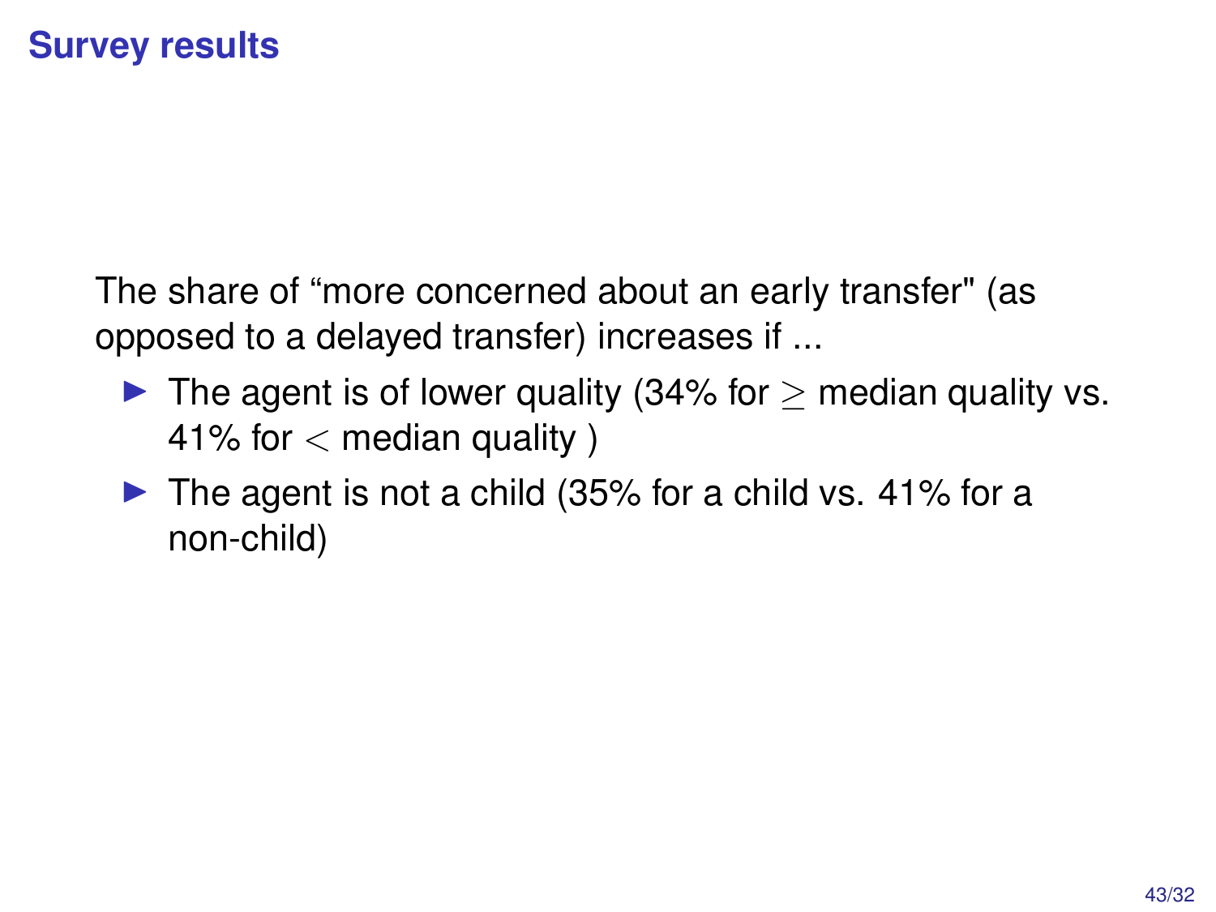## Survey results

The share of "more concerned about an early transfer" (as opposed to a delayed transfer) increases if ...

- The agent is of lower quality (34% for $\geq$ median quality vs. 41% for $<$ median quality )
- The agent is not a child (35% for a child vs. 41% for a non-child)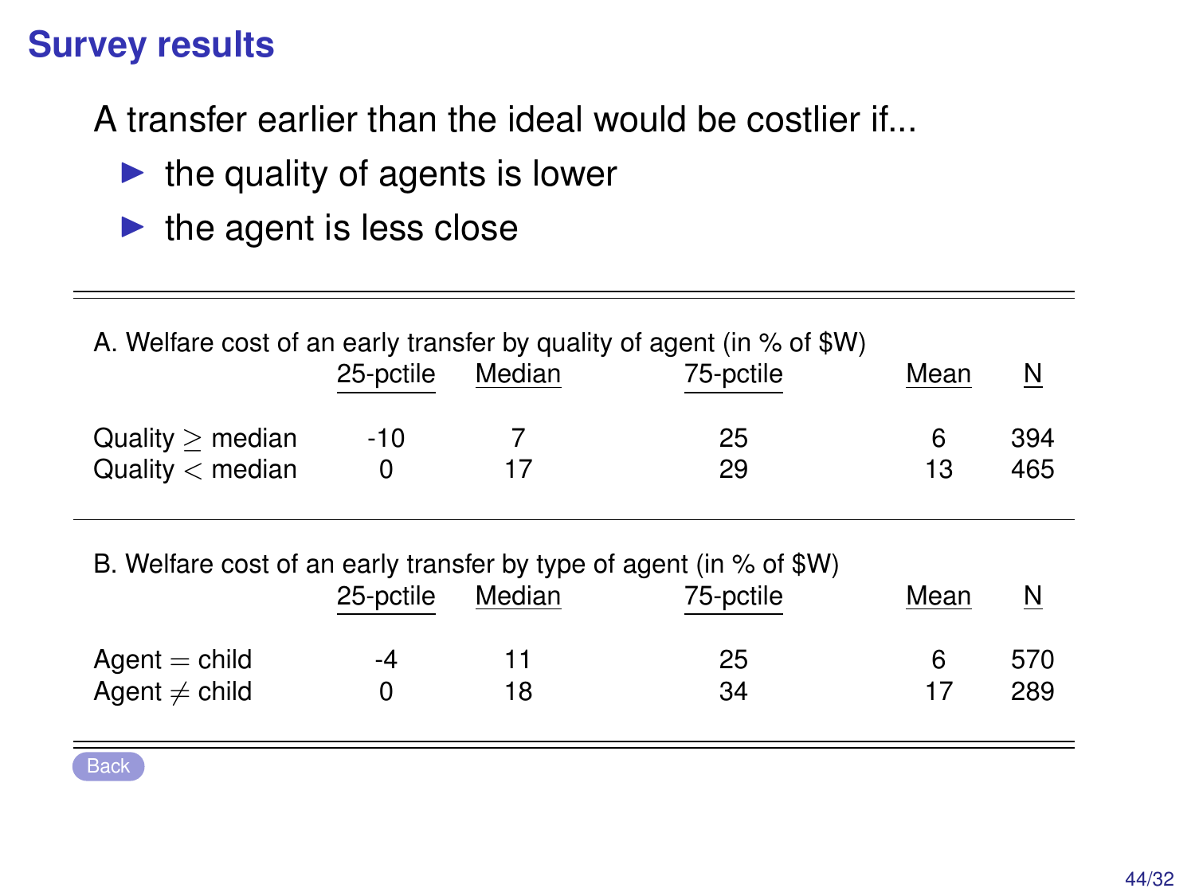# Survey results

A transfer earlier than the ideal would be costlier if...

- the quality of agents is lower
- the agent is less close

A. Welfare cost of an early transfer by quality of agent (in % of $W)

| | 25-pctile | Median | 75-pctile | Mean | N |
|---|---|---|---|---|---|
| Quality $\geq$ median | -10 | 7 | 25 | 6 | 394 |
| Quality $<$ median | 0 | 17 | 29 | 13 | 465 |

B. Welfare cost of an early transfer by type of agent (in % of $W)

| | 25-pctile | Median | 75-pctile | Mean | N |
|---|---|---|---|---|---|
| Agent $=$ child | -4 | 11 | 25 | 6 | 570 |
| Agent $\neq$ child | 0 | 18 | 34 | 17 | 289 |

Back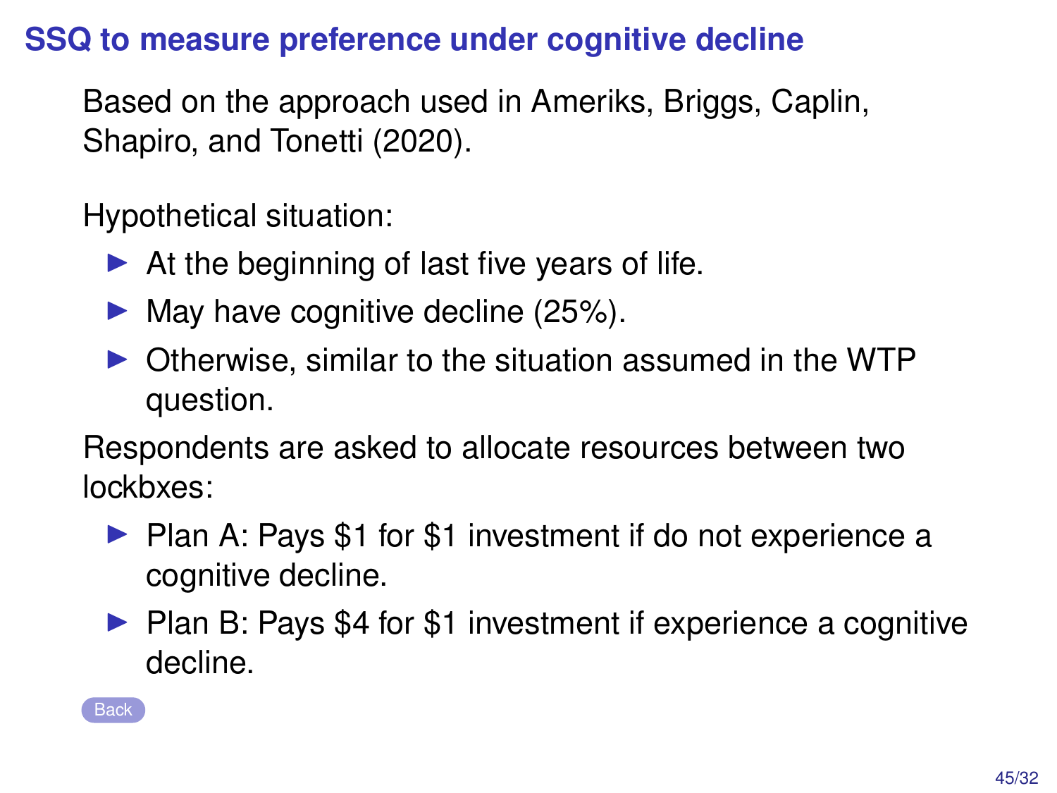# SSQ to measure preference under cognitive decline

Based on the approach used in Ameriks, Briggs, Caplin, Shapiro, and Tonetti (2020).

Hypothetical situation:

- At the beginning of last five years of life.
- May have cognitive decline (25%).
- Otherwise, similar to the situation assumed in the WTP question.

Respondents are asked to allocate resources between two lockbxes:

- Plan A: Pays $1 for $1 investment if do not experience a cognitive decline.
- Plan B: Pays $4 for $1 investment if experience a cognitive decline.

Back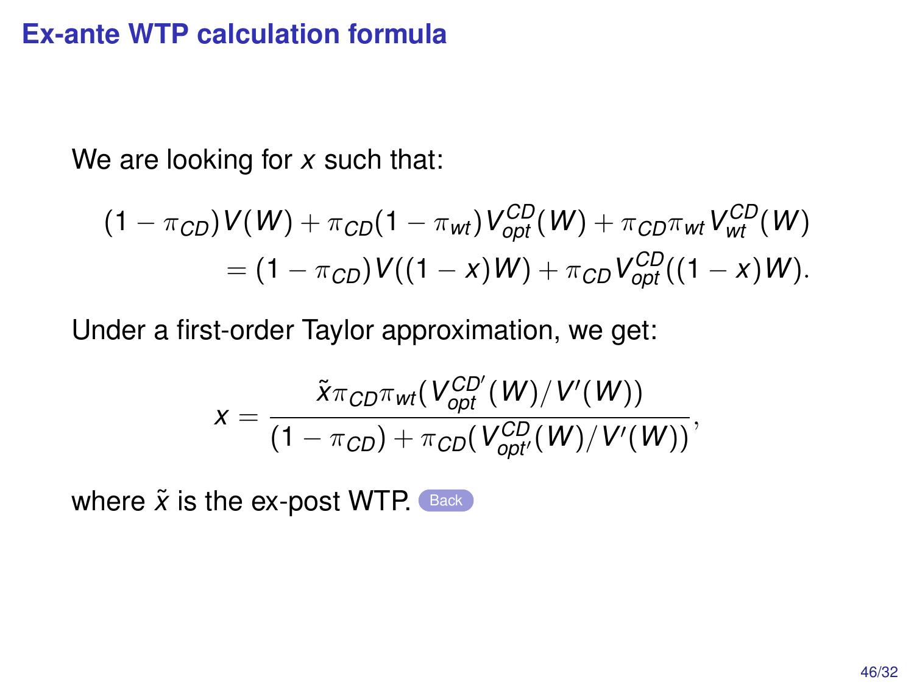# Ex-ante WTP calculation formula

We are looking for $x$ such that:

$$
\begin{aligned}
(1-\pi_{CD})V(W) + \pi_{CD}(1-\pi_{wt})V_{opt}^{CD}(W) + \pi_{CD}\pi_{wt}V_{wt}^{CD}(W) \\
= (1-\pi_{CD})V((1-x)W) + \pi_{CD}V_{opt}^{CD}((1-x)W).
\end{aligned}
$$

Under a first-order Taylor approximation, we get:

$$
x = \frac{\tilde{x}\pi_{CD}\pi_{wt}(V_{opt}^{CD'}(W)/V'(W))}{(1-\pi_{CD}) + \pi_{CD}(V_{opt'}^{CD}(W)/V'(W))},
$$

where $\tilde{x}$ is the ex-post WTP. Back